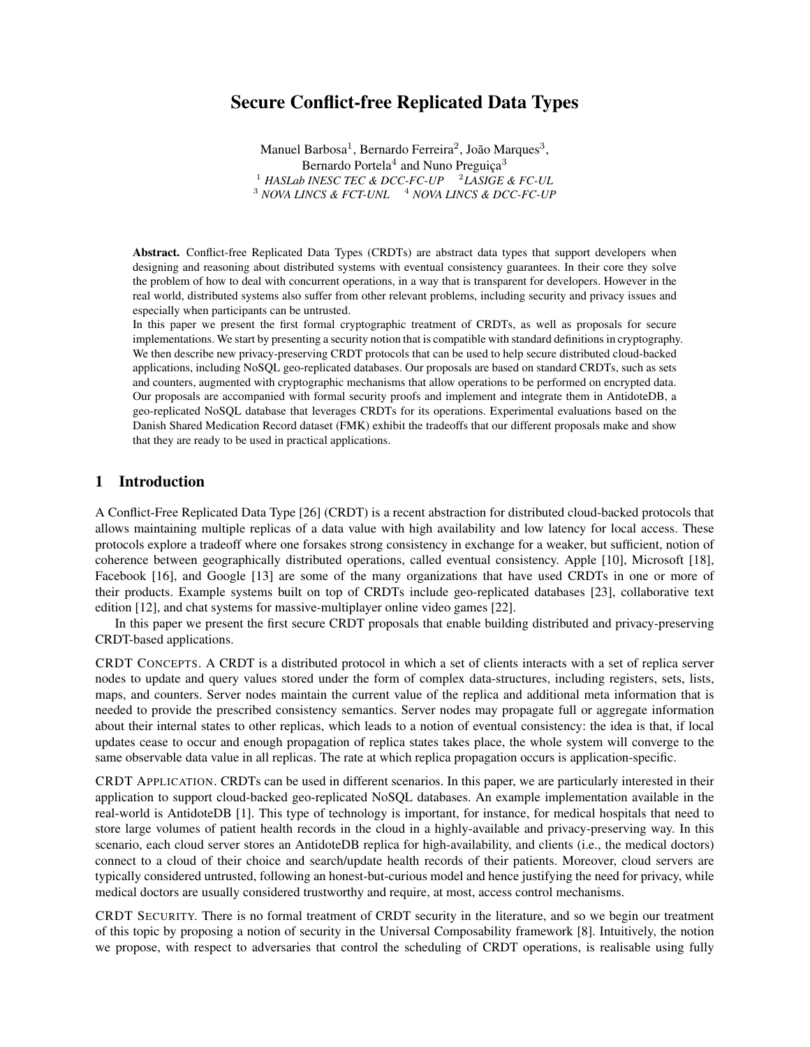# Secure Conflict-free Replicated Data Types

Manuel Barbosa[1], Bernardo Ferreira[2], João Marques[3], Bernardo Portela[4] and Nuno Preguiça[3]

[1] *HASLab INESC TEC & DCC-FC-UP* [2]*LASIGE & FC-UL*
[3] *NOVA LINCS & FCT-UNL* [4] *NOVA LINCS & DCC-FC-UP*

**Abstract.** Conflict-free Replicated Data Types (CRDTs) are abstract data types that support developers when designing and reasoning about distributed systems with eventual consistency guarantees. In their core they solve the problem of how to deal with concurrent operations, in a way that is transparent for developers. However in the real world, distributed systems also suffer from other relevant problems, including security and privacy issues and especially when participants can be untrusted.

In this paper we present the first formal cryptographic treatment of CRDTs, as well as proposals for secure implementations. We start by presenting a security notion that is compatible with standard definitions in cryptography. We then describe new privacy-preserving CRDT protocols that can be used to help secure distributed cloud-backed applications, including NoSQL geo-replicated databases. Our proposals are based on standard CRDTs, such as sets and counters, augmented with cryptographic mechanisms that allow operations to be performed on encrypted data. Our proposals are accompanied with formal security proofs and implement and integrate them in AntidoteDB, a geo-replicated NoSQL database that leverages CRDTs for its operations. Experimental evaluations based on the Danish Shared Medication Record dataset (FMK) exhibit the tradeoffs that our different proposals make and show that they are ready to be used in practical applications.

## 1 Introduction

A Conflict-Free Replicated Data Type [26] (CRDT) is a recent abstraction for distributed cloud-backed protocols that allows maintaining multiple replicas of a data value with high availability and low latency for local access. These protocols explore a tradeoff where one forsakes strong consistency in exchange for a weaker, but sufficient, notion of coherence between geographically distributed operations, called eventual consistency. Apple [10], Microsoft [18], Facebook [16], and Google [13] are some of the many organizations that have used CRDTs in one or more of their products. Example systems built on top of CRDTs include geo-replicated databases [23], collaborative text edition [12], and chat systems for massive-multiplayer online video games [22].

In this paper we present the first secure CRDT proposals that enable building distributed and privacy-preserving CRDT-based applications.

CRDT CONCEPTS. A CRDT is a distributed protocol in which a set of clients interacts with a set of replica server nodes to update and query values stored under the form of complex data-structures, including registers, sets, lists, maps, and counters. Server nodes maintain the current value of the replica and additional meta information that is needed to provide the prescribed consistency semantics. Server nodes may propagate full or aggregate information about their internal states to other replicas, which leads to a notion of eventual consistency: the idea is that, if local updates cease to occur and enough propagation of replica states takes place, the whole system will converge to the same observable data value in all replicas. The rate at which replica propagation occurs is application-specific.

CRDT APPLICATION. CRDTs can be used in different scenarios. In this paper, we are particularly interested in their application to support cloud-backed geo-replicated NoSQL databases. An example implementation available in the real-world is AntidoteDB [1]. This type of technology is important, for instance, for medical hospitals that need to store large volumes of patient health records in the cloud in a highly-available and privacy-preserving way. In this scenario, each cloud server stores an AntidoteDB replica for high-availability, and clients (i.e., the medical doctors) connect to a cloud of their choice and search/update health records of their patients. Moreover, cloud servers are typically considered untrusted, following an honest-but-curious model and hence justifying the need for privacy, while medical doctors are usually considered trustworthy and require, at most, access control mechanisms.

CRDT SECURITY. There is no formal treatment of CRDT security in the literature, and so we begin our treatment of this topic by proposing a notion of security in the Universal Composability framework [8]. Intuitively, the notion we propose, with respect to adversaries that control the scheduling of CRDT operations, is realisable using fully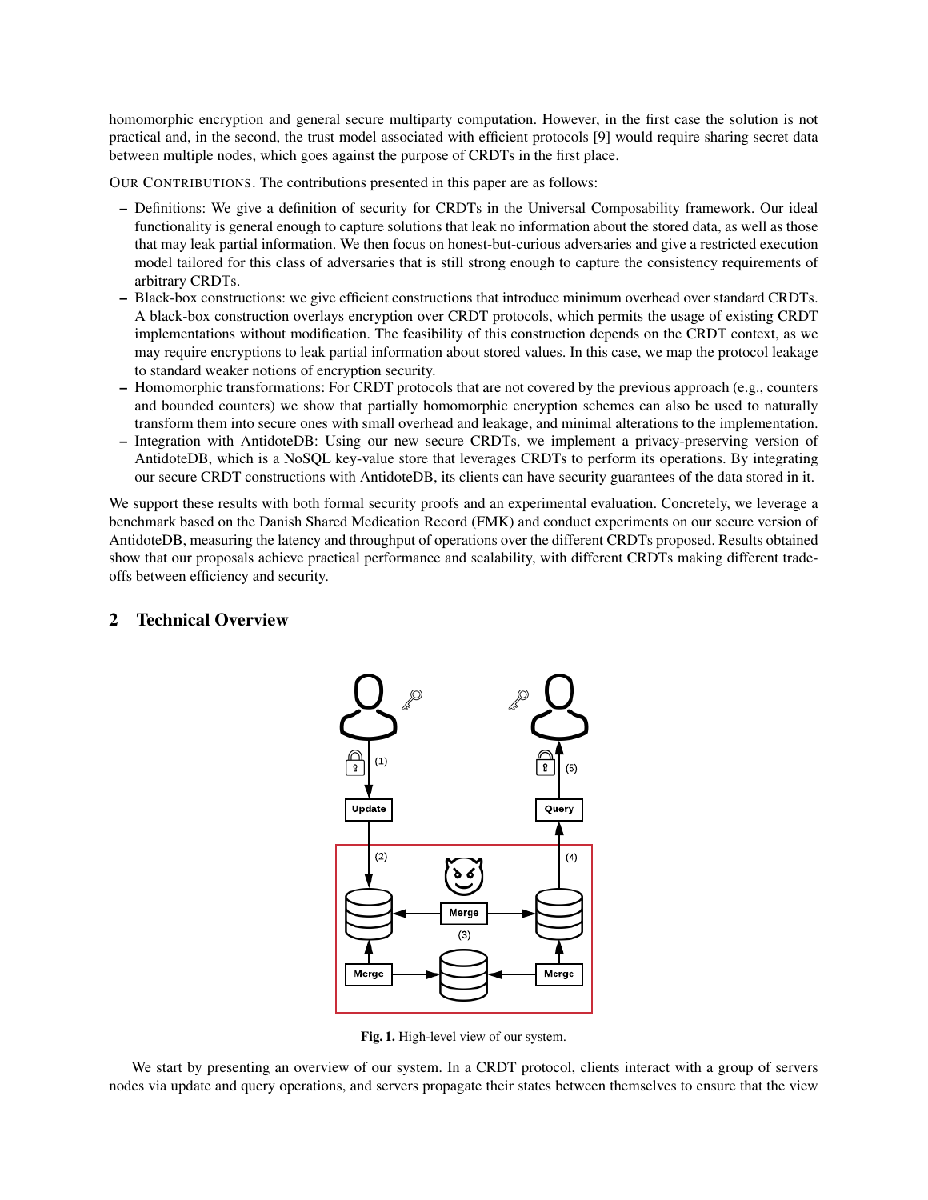homomorphic encryption and general secure multiparty computation. However, in the first case the solution is not practical and, in the second, the trust model associated with efficient protocols [9] would require sharing secret data between multiple nodes, which goes against the purpose of CRDTs in the first place.

OUR CONTRIBUTIONS. The contributions presented in this paper are as follows:

- Definitions: We give a definition of security for CRDTs in the Universal Composability framework. Our ideal functionality is general enough to capture solutions that leak no information about the stored data, as well as those that may leak partial information. We then focus on honest-but-curious adversaries and give a restricted execution model tailored for this class of adversaries that is still strong enough to capture the consistency requirements of arbitrary CRDTs.
- Black-box constructions: we give efficient constructions that introduce minimum overhead over standard CRDTs. A black-box construction overlays encryption over CRDT protocols, which permits the usage of existing CRDT implementations without modification. The feasibility of this construction depends on the CRDT context, as we may require encryptions to leak partial information about stored values. In this case, we map the protocol leakage to standard weaker notions of encryption security.
- Homomorphic transformations: For CRDT protocols that are not covered by the previous approach (e.g., counters and bounded counters) we show that partially homomorphic encryption schemes can also be used to naturally transform them into secure ones with small overhead and leakage, and minimal alterations to the implementation.
- Integration with AntidoteDB: Using our new secure CRDTs, we implement a privacy-preserving version of AntidoteDB, which is a NoSQL key-value store that leverages CRDTs to perform its operations. By integrating our secure CRDT constructions with AntidoteDB, its clients can have security guarantees of the data stored in it.

We support these results with both formal security proofs and an experimental evaluation. Concretely, we leverage a benchmark based on the Danish Shared Medication Record (FMK) and conduct experiments on our secure version of AntidoteDB, measuring the latency and throughput of operations over the different CRDTs proposed. Results obtained show that our proposals achieve practical performance and scalability, with different CRDTs making different trade-offs between efficiency and security.

## 2 Technical Overview

**Fig. 1.** High-level view of our system.

We start by presenting an overview of our system. In a CRDT protocol, clients interact with a group of servers nodes via update and query operations, and servers propagate their states between themselves to ensure that the view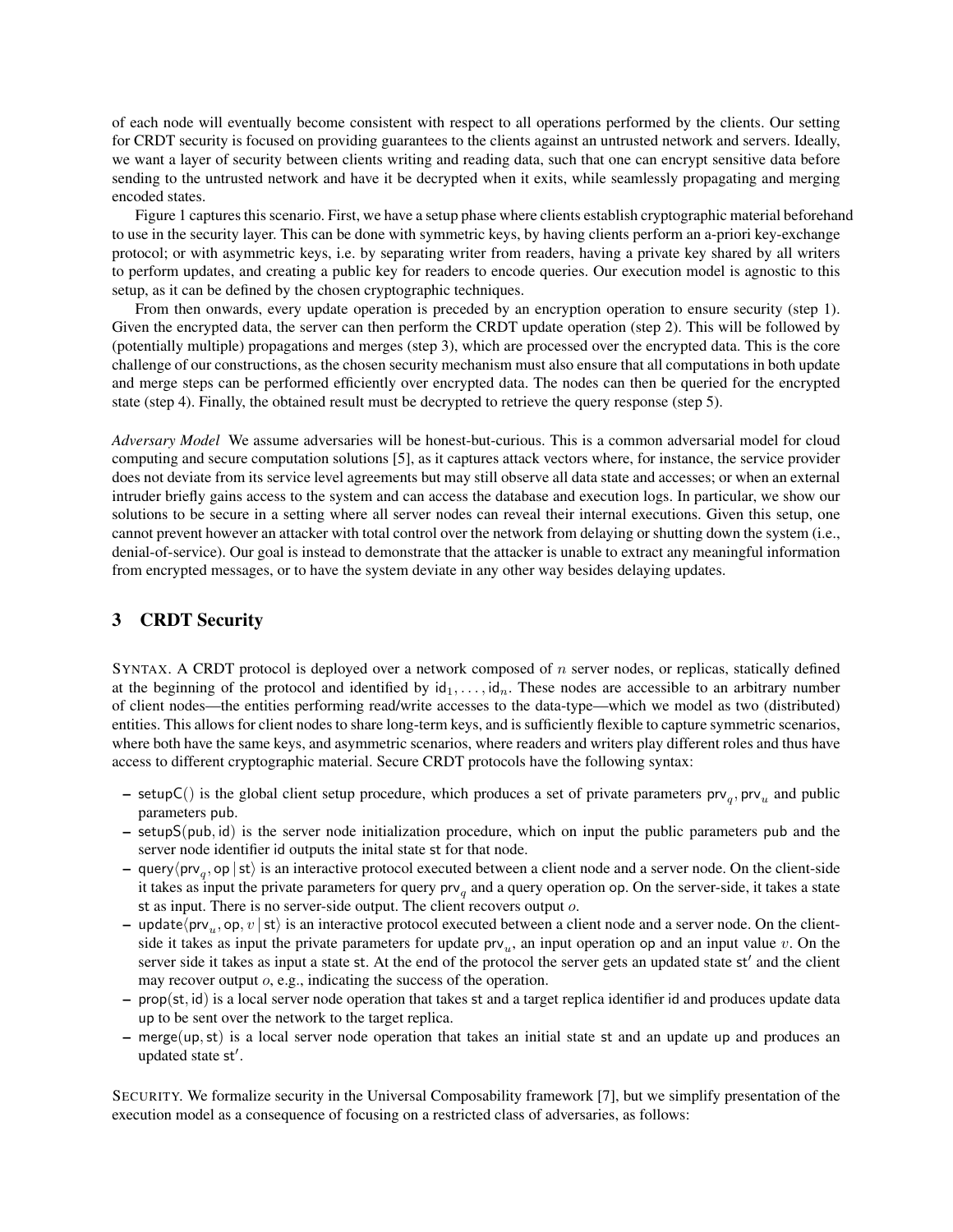of each node will eventually become consistent with respect to all operations performed by the clients. Our setting for CRDT security is focused on providing guarantees to the clients against an untrusted network and servers. Ideally, we want a layer of security between clients writing and reading data, such that one can encrypt sensitive data before sending to the untrusted network and have it be decrypted when it exits, while seamlessly propagating and merging encoded states.

Figure 1 captures this scenario. First, we have a setup phase where clients establish cryptographic material beforehand to use in the security layer. This can be done with symmetric keys, by having clients perform an a-priori key-exchange protocol; or with asymmetric keys, i.e. by separating writer from readers, having a private key shared by all writers to perform updates, and creating a public key for readers to encode queries. Our execution model is agnostic to this setup, as it can be defined by the chosen cryptographic techniques.

From then onwards, every update operation is preceded by an encryption operation to ensure security (step 1). Given the encrypted data, the server can then perform the CRDT update operation (step 2). This will be followed by (potentially multiple) propagations and merges (step 3), which are processed over the encrypted data. This is the core challenge of our constructions, as the chosen security mechanism must also ensure that all computations in both update and merge steps can be performed efficiently over encrypted data. The nodes can then be queried for the encrypted state (step 4). Finally, the obtained result must be decrypted to retrieve the query response (step 5).

*Adversary Model* We assume adversaries will be honest-but-curious. This is a common adversarial model for cloud computing and secure computation solutions [5], as it captures attack vectors where, for instance, the service provider does not deviate from its service level agreements but may still observe all data state and accesses; or when an external intruder briefly gains access to the system and can access the database and execution logs. In particular, we show our solutions to be secure in a setting where all server nodes can reveal their internal executions. Given this setup, one cannot prevent however an attacker with total control over the network from delaying or shutting down the system (i.e., denial-of-service). Our goal is instead to demonstrate that the attacker is unable to extract any meaningful information from encrypted messages, or to have the system deviate in any other way besides delaying updates.

## 3 CRDT Security

SYNTAX. A CRDT protocol is deployed over a network composed of $n$ server nodes, or replicas, statically defined at the beginning of the protocol and identified by $\mathsf{id}_1, \ldots, \mathsf{id}_n$. These nodes are accessible to an arbitrary number of client nodes—the entities performing read/write accesses to the data-type—which we model as two (distributed) entities. This allows for client nodes to share long-term keys, and is sufficiently flexible to capture symmetric scenarios, where both have the same keys, and asymmetric scenarios, where readers and writers play different roles and thus have access to different cryptographic material. Secure CRDT protocols have the following syntax:

- $\mathsf{setupC}()$ is the global client setup procedure, which produces a set of private parameters $\mathsf{prv}_q, \mathsf{prv}_u$ and public parameters $\mathsf{pub}$.
- $\mathsf{setupS}(\mathsf{pub}, \mathsf{id})$ is the server node initialization procedure, which on input the public parameters $\mathsf{pub}$ and the server node identifier $\mathsf{id}$ outputs the inital state $\mathsf{st}$ for that node.
- $\mathsf{query}\langle \mathsf{prv}_q, \mathsf{op} \mid \mathsf{st} \rangle$ is an interactive protocol executed between a client node and a server node. On the client-side it takes as input the private parameters for query $\mathsf{prv}_q$ and a query operation $\mathsf{op}$. On the server-side, it takes a state $\mathsf{st}$ as input. There is no server-side output. The client recovers output $o$.
- $\mathsf{update}\langle \mathsf{prv}_u, \mathsf{op}, v \mid \mathsf{st} \rangle$ is an interactive protocol executed between a client node and a server node. On the client-side it takes as input the private parameters for update $\mathsf{prv}_u$, an input operation $\mathsf{op}$ and an input value $v$. On the server side it takes as input a state $\mathsf{st}$. At the end of the protocol the server gets an updated state $\mathsf{st}'$ and the client may recover output $o$, e.g., indicating the success of the operation.
- $\mathsf{prop}(\mathsf{st}, \mathsf{id})$ is a local server node operation that takes $\mathsf{st}$ and a target replica identifier $\mathsf{id}$ and produces update data $\mathsf{up}$ to be sent over the network to the target replica.
- $\mathsf{merge}(\mathsf{up}, \mathsf{st})$ is a local server node operation that takes an initial state $\mathsf{st}$ and an update $\mathsf{up}$ and produces an updated state $\mathsf{st}'$.

SECURITY. We formalize security in the Universal Composability framework [7], but we simplify presentation of the execution model as a consequence of focusing on a restricted class of adversaries, as follows: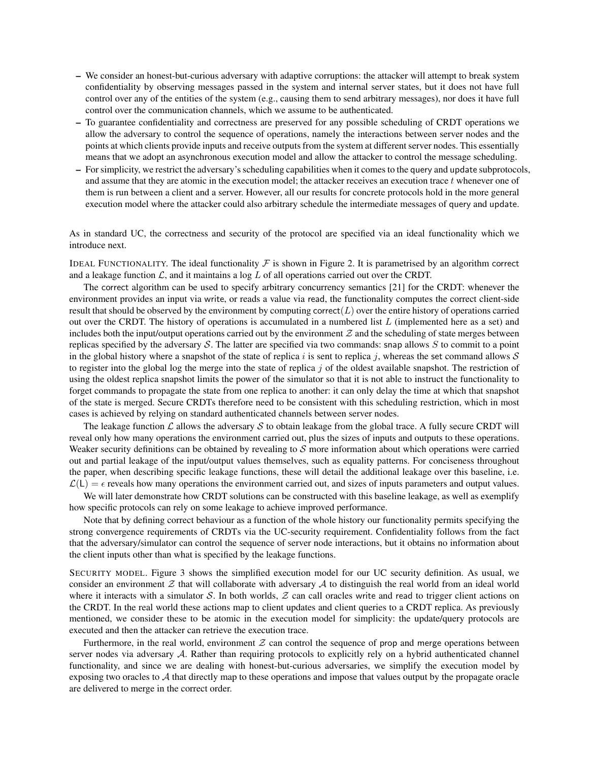- We consider an honest-but-curious adversary with adaptive corruptions: the attacker will attempt to break system confidentiality by observing messages passed in the system and internal server states, but it does not have full control over any of the entities of the system (e.g., causing them to send arbitrary messages), nor does it have full control over the communication channels, which we assume to be authenticated.
- To guarantee confidentiality and correctness are preserved for any possible scheduling of CRDT operations we allow the adversary to control the sequence of operations, namely the interactions between server nodes and the points at which clients provide inputs and receive outputs from the system at different server nodes. This essentially means that we adopt an asynchronous execution model and allow the attacker to control the message scheduling.
- For simplicity, we restrict the adversary's scheduling capabilities when it comes to the query and update subprotocols, and assume that they are atomic in the execution model; the attacker receives an execution trace $t$ whenever one of them is run between a client and a server. However, all our results for concrete protocols hold in the more general execution model where the attacker could also arbitrary schedule the intermediate messages of query and update.

As in standard UC, the correctness and security of the protocol are specified via an ideal functionality which we introduce next.

IDEAL FUNCTIONALITY. The ideal functionality $\mathcal{F}$ is shown in Figure 2. It is parametrised by an algorithm correct and a leakage function $\mathcal{L}$, and it maintains a log $L$ of all operations carried out over the CRDT.

The correct algorithm can be used to specify arbitrary concurrency semantics [21] for the CRDT: whenever the environment provides an input via write, or reads a value via read, the functionality computes the correct client-side result that should be observed by the environment by computing $\mathsf{correct}(L)$ over the entire history of operations carried out over the CRDT. The history of operations is accumulated in a numbered list $L$ (implemented here as a set) and includes both the input/output operations carried out by the environment $\mathcal{Z}$ and the scheduling of state merges between replicas specified by the adversary $\mathcal{S}$. The latter are specified via two commands: snap allows $S$ to commit to a point in the global history where a snapshot of the state of replica $i$ is sent to replica $j$, whereas the set command allows $\mathcal{S}$ to register into the global log the merge into the state of replica $j$ of the oldest available snapshot. The restriction of using the oldest replica snapshot limits the power of the simulator so that it is not able to instruct the functionality to forget commands to propagate the state from one replica to another: it can only delay the time at which that snapshot of the state is merged. Secure CRDTs therefore need to be consistent with this scheduling restriction, which in most cases is achieved by relying on standard authenticated channels between server nodes.

The leakage function $\mathcal{L}$ allows the adversary $\mathcal{S}$ to obtain leakage from the global trace. A fully secure CRDT will reveal only how many operations the environment carried out, plus the sizes of inputs and outputs to these operations. Weaker security definitions can be obtained by revealing to $\mathcal{S}$ more information about which operations were carried out and partial leakage of the input/output values themselves, such as equality patterns. For conciseness throughout the paper, when describing specific leakage functions, these will detail the additional leakage over this baseline, i.e. $\mathcal{L}(\mathsf{L}) = \epsilon$ reveals how many operations the environment carried out, and sizes of inputs parameters and output values.

We will later demonstrate how CRDT solutions can be constructed with this baseline leakage, as well as exemplify how specific protocols can rely on some leakage to achieve improved performance.

Note that by defining correct behaviour as a function of the whole history our functionality permits specifying the strong convergence requirements of CRDTs via the UC-security requirement. Confidentiality follows from the fact that the adversary/simulator can control the sequence of server node interactions, but it obtains no information about the client inputs other than what is specified by the leakage functions.

SECURITY MODEL. Figure 3 shows the simplified execution model for our UC security definition. As usual, we consider an environment $\mathcal{Z}$ that will collaborate with adversary $\mathcal{A}$ to distinguish the real world from an ideal world where it interacts with a simulator $\mathcal{S}$. In both worlds, $\mathcal{Z}$ can call oracles write and read to trigger client actions on the CRDT. In the real world these actions map to client updates and client queries to a CRDT replica. As previously mentioned, we consider these to be atomic in the execution model for simplicity: the update/query protocols are executed and then the attacker can retrieve the execution trace.

Furthermore, in the real world, environment $\mathcal{Z}$ can control the sequence of prop and merge operations between server nodes via adversary $\mathcal{A}$. Rather than requiring protocols to explicitly rely on a hybrid authenticated channel functionality, and since we are dealing with honest-but-curious adversaries, we simplify the execution model by exposing two oracles to $\mathcal{A}$ that directly map to these operations and impose that values output by the propagate oracle are delivered to merge in the correct order.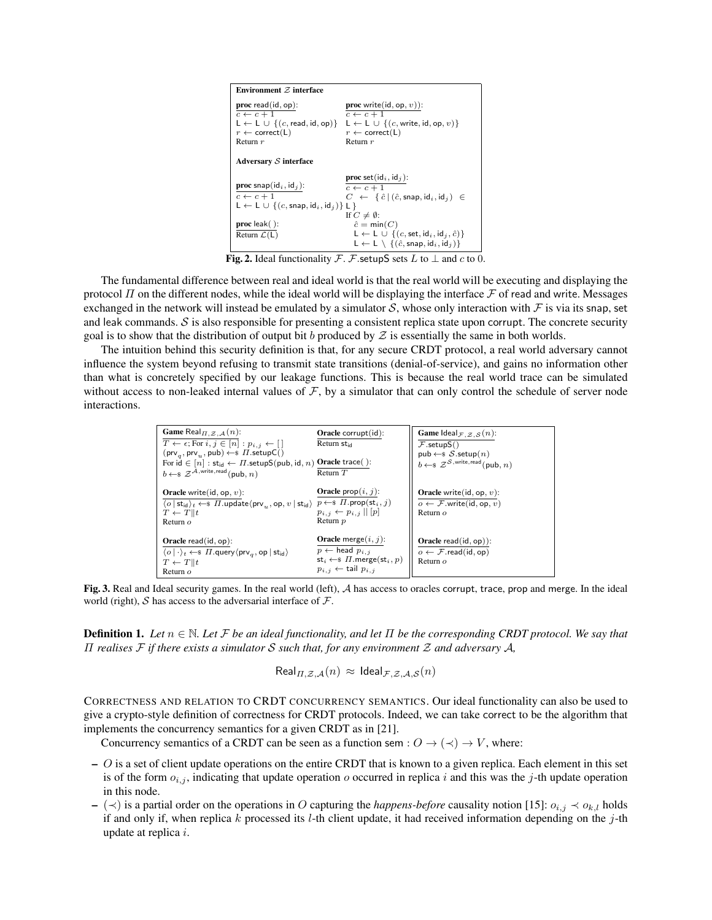**Environment $\mathcal{Z}$ interface**

```
proc read(id, op):
  c ← c + 1
  L ← L ∪ {(c, read, id, op)}
  r ← correct(L)
  Return r

proc write(id, op, v)):
  c ← c + 1
  L ← L ∪ {(c, write, id, op, v)}
  r ← correct(L)
  Return r
```

**Adversary $\mathcal{S}$ interface**

```
proc snap(id_i, id_j):
  c ← c + 1
  L ← L ∪ {(c, snap, id_i, id_j)}

proc leak( ):
  Return 𝓛(L)

proc set(id_i, id_j):
  c ← c + 1
  C ← { ĉ | (ĉ, snap, id_i, id_j) ∈ L }
  If C ≠ ∅:
    ĉ = min(C)
    L ← L ∪ {(c, set, id_i, id_j, ĉ)}
    L ← L \ {(ĉ, snap, id_i, id_j)}
```

**Fig. 2.** Ideal functionality $\mathcal{F}$. $\mathcal{F}$.setupS sets $L$ to $\perp$ and $c$ to 0.

The fundamental difference between real and ideal world is that the real world will be executing and displaying the protocol $\Pi$ on the different nodes, while the ideal world will be displaying the interface $\mathcal{F}$ of read and write. Messages exchanged in the network will instead be emulated by a simulator $\mathcal{S}$, whose only interaction with $\mathcal{F}$ is via its snap, set and leak commands. $\mathcal{S}$ is also responsible for presenting a consistent replica state upon corrupt. The concrete security goal is to show that the distribution of output bit $b$ produced by $\mathcal{Z}$ is essentially the same in both worlds.

The intuition behind this security definition is that, for any secure CRDT protocol, a real world adversary cannot influence the system beyond refusing to transmit state transitions (denial-of-service), and gains no information other than what is concretely specified by our leakage functions. This is because the real world trace can be simulated without access to non-leaked internal values of $\mathcal{F}$, by a simulator that can only control the schedule of server node interactions.

```
Game Real_{Π,Z,A}(n):
  T ← ε; For i, j ∈ [n] : p_{i,j} ← [ ]
  (prv_q, prv_u, pub) ←$ Π.setupC()
  For id ∈ [n] : st_id ← Π.setupS(pub, id, n)
  b ←$ Z^{A,write,read}(pub, n)

Oracle write(id, op, v):
  ⟨o | st_id⟩_t ←$ Π.update⟨prv_u, op, v | st_id⟩
  T ← T||t
  Return o

Oracle read(id, op):
  ⟨o | ·⟩_t ←$ Π.query⟨prv_q, op | st_id⟩
  T ← T||t
  Return o

Oracle corrupt(id):
  Return st_id

Oracle trace( ):
  Return T

Oracle prop(i, j):
  p ←$ Π.prop(st_i, j)
  p_{i,j} ← p_{i,j} || [p]
  Return p

Oracle merge(i, j):
  p ← head p_{i,j}
  st_i ←$ Π.merge(st_i, p)
  p_{i,j} ← tail p_{i,j}
```

```
Game Ideal_{F,Z,S}(n):
  F.setupS()
  pub ←$ S.setup(n)
  b ←$ Z^{S,write,read}(pub, n)

Oracle write(id, op, v):
  o ← F.write(id, op, v)
  Return o

Oracle read(id, op)):
  o ← F.read(id, op)
  Return o
```

**Fig. 3.** Real and Ideal security games. In the real world (left), $\mathcal{A}$ has access to oracles corrupt, trace, prop and merge. In the ideal world (right), $\mathcal{S}$ has access to the adversarial interface of $\mathcal{F}$.

**Definition 1.** *Let $n \in \mathbb{N}$. Let $\mathcal{F}$ be an ideal functionality, and let $\Pi$ be the corresponding CRDT protocol. We say that $\Pi$ realises $\mathcal{F}$ if there exists a simulator $\mathcal{S}$ such that, for any environment $\mathcal{Z}$ and adversary $\mathcal{A}$,*

$$\mathsf{Real}_{\Pi,\mathcal{Z},\mathcal{A}}(n) \approx \mathsf{Ideal}_{\mathcal{F},\mathcal{Z},\mathcal{A},\mathcal{S}}(n)$$

CORRECTNESS AND RELATION TO CRDT CONCURRENCY SEMANTICS. Our ideal functionality can also be used to give a crypto-style definition of correctness for CRDT protocols. Indeed, we can take correct to be the algorithm that implements the concurrency semantics for a given CRDT as in [21].

Concurrency semantics of a CRDT can be seen as a function sem : $O \rightarrow (\prec) \rightarrow V$, where:

- $O$ is a set of client update operations on the entire CRDT that is known to a given replica. Each element in this set is of the form $o_{i,j}$, indicating that update operation $o$ occurred in replica $i$ and this was the $j$-th update operation in this node.
- $(\prec)$ is a partial order on the operations in $O$ capturing the *happens-before* causality notion [15]: $o_{i,j} \prec o_{k,l}$ holds if and only if, when replica $k$ processed its $l$-th client update, it had received information depending on the $j$-th update at replica $i$.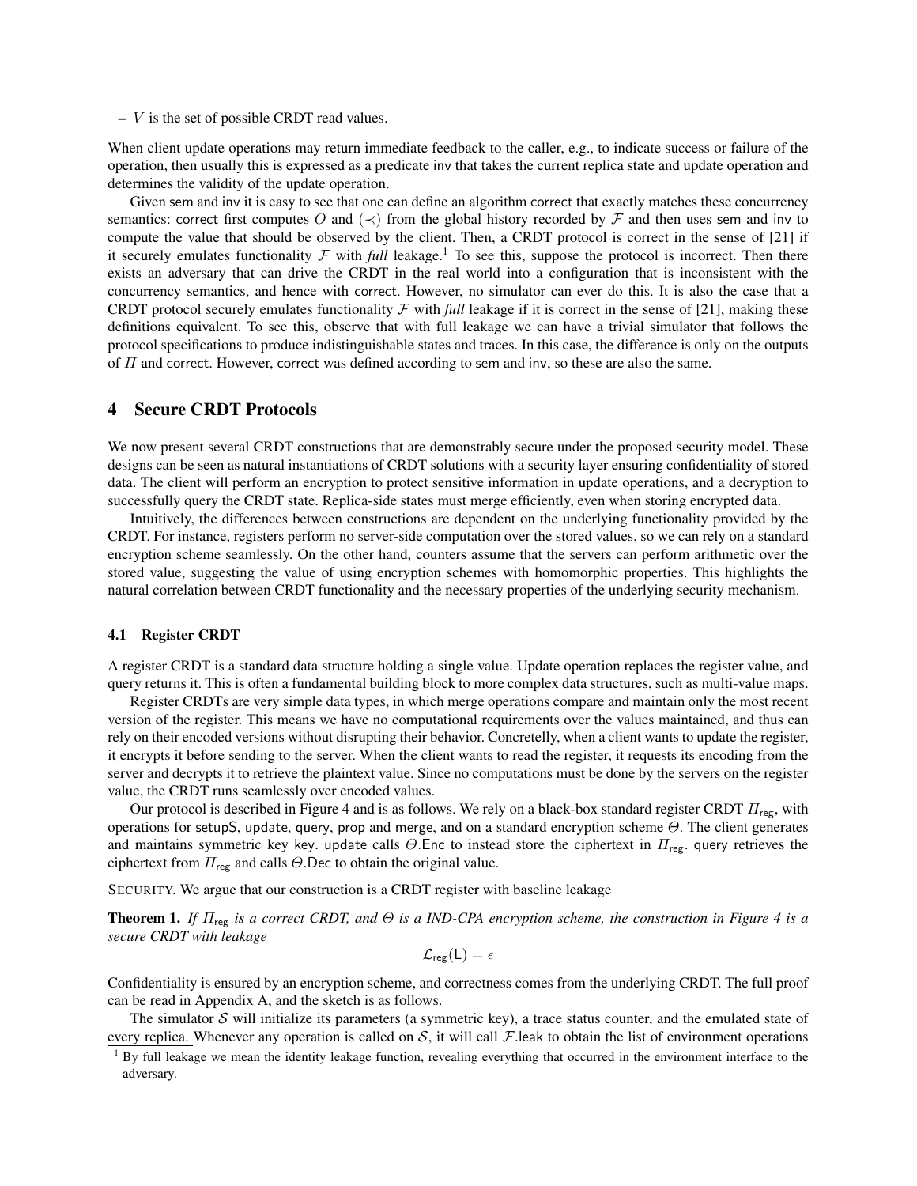– $V$ is the set of possible CRDT read values.

When client update operations may return immediate feedback to the caller, e.g., to indicate success or failure of the operation, then usually this is expressed as a predicate inv that takes the current replica state and update operation and determines the validity of the update operation.

Given sem and inv it is easy to see that one can define an algorithm correct that exactly matches these concurrency semantics: correct first computes $O$ and $(\prec)$ from the global history recorded by $\mathcal{F}$ and then uses sem and inv to compute the value that should be observed by the client. Then, a CRDT protocol is correct in the sense of [21] if it securely emulates functionality $\mathcal{F}$ with *full* leakage.[1] To see this, suppose the protocol is incorrect. Then there exists an adversary that can drive the CRDT in the real world into a configuration that is inconsistent with the concurrency semantics, and hence with correct. However, no simulator can ever do this. It is also the case that a CRDT protocol securely emulates functionality $\mathcal{F}$ with *full* leakage if it is correct in the sense of [21], making these definitions equivalent. To see this, observe that with full leakage we can have a trivial simulator that follows the protocol specifications to produce indistinguishable states and traces. In this case, the difference is only on the outputs of $\Pi$ and correct. However, correct was defined according to sem and inv, so these are also the same.

## 4 Secure CRDT Protocols

We now present several CRDT constructions that are demonstrably secure under the proposed security model. These designs can be seen as natural instantiations of CRDT solutions with a security layer ensuring confidentiality of stored data. The client will perform an encryption to protect sensitive information in update operations, and a decryption to successfully query the CRDT state. Replica-side states must merge efficiently, even when storing encrypted data.

Intuitively, the differences between constructions are dependent on the underlying functionality provided by the CRDT. For instance, registers perform no server-side computation over the stored values, so we can rely on a standard encryption scheme seamlessly. On the other hand, counters assume that the servers can perform arithmetic over the stored value, suggesting the value of using encryption schemes with homomorphic properties. This highlights the natural correlation between CRDT functionality and the necessary properties of the underlying security mechanism.

### 4.1 Register CRDT

A register CRDT is a standard data structure holding a single value. Update operation replaces the register value, and query returns it. This is often a fundamental building block to more complex data structures, such as multi-value maps.

Register CRDTs are very simple data types, in which merge operations compare and maintain only the most recent version of the register. This means we have no computational requirements over the values maintained, and thus can rely on their encoded versions without disrupting their behavior. Concretelly, when a client wants to update the register, it encrypts it before sending to the server. When the client wants to read the register, it requests its encoding from the server and decrypts it to retrieve the plaintext value. Since no computations must be done by the servers on the register value, the CRDT runs seamlessly over encoded values.

Our protocol is described in Figure 4 and is as follows. We rely on a black-box standard register CRDT $\Pi_{\mathsf{reg}}$, with operations for setupS, update, query, prop and merge, and on a standard encryption scheme $\Theta$. The client generates and maintains symmetric key key. update calls $\Theta$.Enc to instead store the ciphertext in $\Pi_{\mathsf{reg}}$. query retrieves the ciphertext from $\Pi_{\mathsf{reg}}$ and calls $\Theta$.Dec to obtain the original value.

SECURITY. We argue that our construction is a CRDT register with baseline leakage

**Theorem 1.** *If $\Pi_{\mathsf{reg}}$ is a correct CRDT, and $\Theta$ is a IND-CPA encryption scheme, the construction in Figure 4 is a secure CRDT with leakage*

$$\mathcal{L}_{\mathsf{reg}}(\mathsf{L}) = \epsilon$$

Confidentiality is ensured by an encryption scheme, and correctness comes from the underlying CRDT. The full proof can be read in Appendix A, and the sketch is as follows.

The simulator $\mathcal{S}$ will initialize its parameters (a symmetric key), a trace status counter, and the emulated state of every replica. Whenever any operation is called on $\mathcal{S}$, it will call $\mathcal{F}$.leak to obtain the list of environment operations

[1] By full leakage we mean the identity leakage function, revealing everything that occurred in the environment interface to the adversary.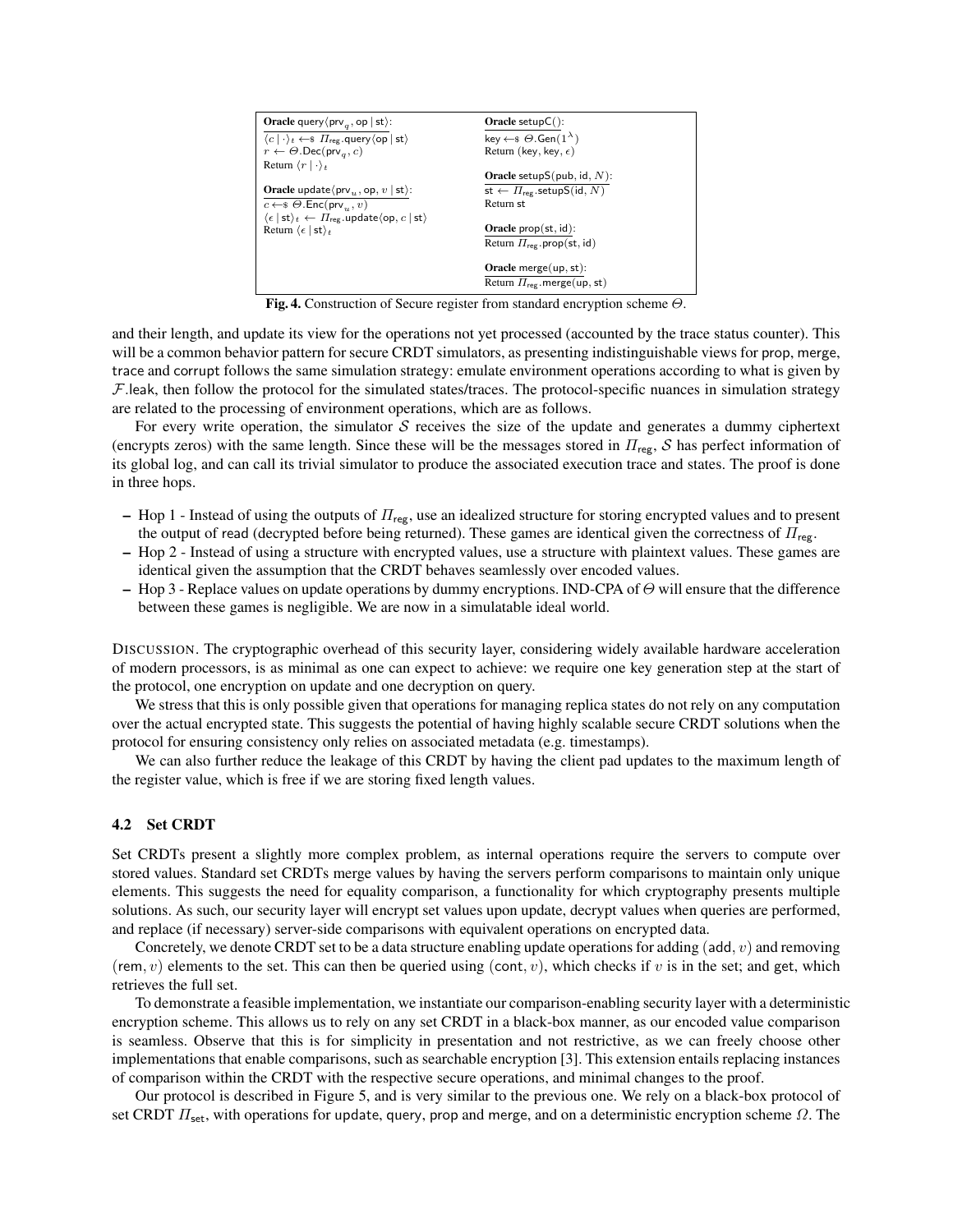**Oracle** query$\langle \mathsf{prv}_q, \mathsf{op} \mid \mathsf{st} \rangle$:
$\langle c \mid \cdot \rangle_t \leftarrow\$ \ \Pi_{\mathsf{reg}}.\mathsf{query}\langle \mathsf{op} \mid \mathsf{st} \rangle$
$r \leftarrow \Theta.\mathsf{Dec}(\mathsf{prv}_q, c)$
Return $\langle r \mid \cdot \rangle_t$

**Oracle** update$\langle \mathsf{prv}_u, \mathsf{op}, v \mid \mathsf{st} \rangle$:
$c \leftarrow\$ \ \Theta.\mathsf{Enc}(\mathsf{prv}_u, v)$
$\langle \epsilon \mid \mathsf{st} \rangle_t \leftarrow \Pi_{\mathsf{reg}}.\mathsf{update}\langle \mathsf{op}, c \mid \mathsf{st} \rangle$
Return $\langle \epsilon \mid \mathsf{st} \rangle_t$

**Oracle** setupC():
$\mathsf{key} \leftarrow\$ \ \Theta.\mathsf{Gen}(1^\lambda)$
Return (key, key, $\epsilon$)

**Oracle** setupS(pub, id, $N$):
$\mathsf{st} \leftarrow \Pi_{\mathsf{reg}}.\mathsf{setupS}(\mathsf{id}, N)$
Return st

**Oracle** prop(st, id):
Return $\Pi_{\mathsf{reg}}.\mathsf{prop}(\mathsf{st}, \mathsf{id})$

**Oracle** merge(up, st):
Return $\Pi_{\mathsf{reg}}.\mathsf{merge}(\mathsf{up}, \mathsf{st})$

**Fig. 4.** Construction of Secure register from standard encryption scheme $\Theta$.

and their length, and update its view for the operations not yet processed (accounted by the trace status counter). This will be a common behavior pattern for secure CRDT simulators, as presenting indistinguishable views for prop, merge, trace and corrupt follows the same simulation strategy: emulate environment operations according to what is given by $\mathcal{F}$.leak, then follow the protocol for the simulated states/traces. The protocol-specific nuances in simulation strategy are related to the processing of environment operations, which are as follows.

For every write operation, the simulator $\mathcal{S}$ receives the size of the update and generates a dummy ciphertext (encrypts zeros) with the same length. Since these will be the messages stored in $\Pi_{\mathsf{reg}}$, $\mathcal{S}$ has perfect information of its global log, and can call its trivial simulator to produce the associated execution trace and states. The proof is done in three hops.

- Hop 1 - Instead of using the outputs of $\Pi_{\mathsf{reg}}$, use an idealized structure for storing encrypted values and to present the output of read (decrypted before being returned). These games are identical given the correctness of $\Pi_{\mathsf{reg}}$.
- Hop 2 - Instead of using a structure with encrypted values, use a structure with plaintext values. These games are identical given the assumption that the CRDT behaves seamlessly over encoded values.
- Hop 3 - Replace values on update operations by dummy encryptions. IND-CPA of $\Theta$ will ensure that the difference between these games is negligible. We are now in a simulatable ideal world.

DISCUSSION. The cryptographic overhead of this security layer, considering widely available hardware acceleration of modern processors, is as minimal as one can expect to achieve: we require one key generation step at the start of the protocol, one encryption on update and one decryption on query.

We stress that this is only possible given that operations for managing replica states do not rely on any computation over the actual encrypted state. This suggests the potential of having highly scalable secure CRDT solutions when the protocol for ensuring consistency only relies on associated metadata (e.g. timestamps).

We can also further reduce the leakage of this CRDT by having the client pad updates to the maximum length of the register value, which is free if we are storing fixed length values.

### 4.2 Set CRDT

Set CRDTs present a slightly more complex problem, as internal operations require the servers to compute over stored values. Standard set CRDTs merge values by having the servers perform comparisons to maintain only unique elements. This suggests the need for equality comparison, a functionality for which cryptography presents multiple solutions. As such, our security layer will encrypt set values upon update, decrypt values when queries are performed, and replace (if necessary) server-side comparisons with equivalent operations on encrypted data.

Concretely, we denote CRDT set to be a data structure enabling update operations for adding $(\mathsf{add}, v)$ and removing $(\mathsf{rem}, v)$ elements to the set. This can then be queried using $(\mathsf{cont}, v)$, which checks if $v$ is in the set; and get, which retrieves the full set.

To demonstrate a feasible implementation, we instantiate our comparison-enabling security layer with a deterministic encryption scheme. This allows us to rely on any set CRDT in a black-box manner, as our encoded value comparison is seamless. Observe that this is for simplicity in presentation and not restrictive, as we can freely choose other implementations that enable comparisons, such as searchable encryption [3]. This extension entails replacing instances of comparison within the CRDT with the respective secure operations, and minimal changes to the proof.

Our protocol is described in Figure 5, and is very similar to the previous one. We rely on a black-box protocol of set CRDT $\Pi_{\mathsf{set}}$, with operations for update, query, prop and merge, and on a deterministic encryption scheme $\Omega$. The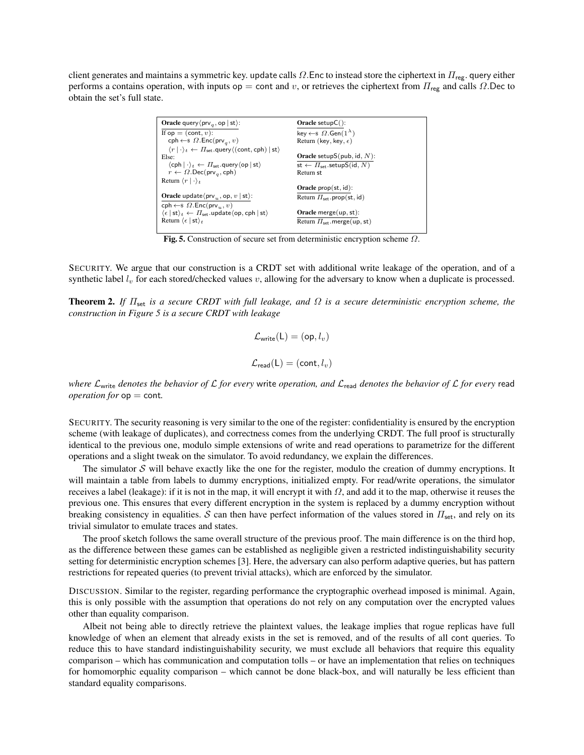client generates and maintains a symmetric key. update calls $\Omega$.Enc to instead store the ciphertext in $\Pi_{\mathsf{reg}}$. query either performs a contains operation, with inputs op = cont and $v$, or retrieves the ciphertext from $\Pi_{\mathsf{reg}}$ and calls $\Omega$.Dec to obtain the set's full state.

```
Oracle query⟨prv_q, op | st⟩:                       Oracle setupC():
If op = (cont, v):                                  key ←$ Ω.Gen(1^λ)
  cph ←$ Ω.Enc(prv_q, v)                            Return (key, key, ε)
  ⟨r | ·⟩_t ← Π_set.query⟨(cont, cph) | st⟩
Else:                                               Oracle setupS(pub, id, N):
  ⟨cph | ·⟩_t ← Π_set.query⟨op | st⟩                st ← Π_set.setupS(id, N)
  r ← Ω.Dec(prv_q, cph)                             Return st
Return ⟨r | ·⟩_t
                                                    Oracle prop(st, id):
Oracle update⟨prv_u, op, v | st⟩:                   Return Π_set.prop(st, id)
cph ←$ Ω.Enc(prv_u, v)
⟨ε | st⟩_t ← Π_set.update⟨op, cph | st⟩             Oracle merge(up, st):
Return ⟨ε | st⟩_t                                   Return Π_set.merge(up, st)
```

**Fig. 5.** Construction of secure set from deterministic encryption scheme $\Omega$.

SECURITY. We argue that our construction is a CRDT set with additional write leakage of the operation, and of a synthetic label $l_v$ for each stored/checked values $v$, allowing for the adversary to know when a duplicate is processed.

**Theorem 2.** *If $\Pi_{\mathsf{set}}$ is a secure CRDT with full leakage, and $\Omega$ is a secure deterministic encryption scheme, the construction in Figure 5 is a secure CRDT with leakage*

$$\mathcal{L}_{\mathsf{write}}(\mathsf{L}) = (\mathsf{op}, l_v)$$

$$\mathcal{L}_{\mathsf{read}}(\mathsf{L}) = (\mathsf{cont}, l_v)$$

*where $\mathcal{L}_{\mathsf{write}}$ denotes the behavior of $\mathcal{L}$ for every* write *operation, and $\mathcal{L}_{\mathsf{read}}$ denotes the behavior of $\mathcal{L}$ for every* read *operation for* op = cont.

SECURITY. The security reasoning is very similar to the one of the register: confidentiality is ensured by the encryption scheme (with leakage of duplicates), and correctness comes from the underlying CRDT. The full proof is structurally identical to the previous one, modulo simple extensions of write and read operations to parametrize for the different operations and a slight tweak on the simulator. To avoid redundancy, we explain the differences.

The simulator $\mathcal{S}$ will behave exactly like the one for the register, modulo the creation of dummy encryptions. It will maintain a table from labels to dummy encryptions, initialized empty. For read/write operations, the simulator receives a label (leakage): if it is not in the map, it will encrypt it with $\Omega$, and add it to the map, otherwise it reuses the previous one. This ensures that every different encryption in the system is replaced by a dummy encryption without breaking consistency in equalities. $\mathcal{S}$ can then have perfect information of the values stored in $\Pi_{\mathsf{set}}$, and rely on its trivial simulator to emulate traces and states.

The proof sketch follows the same overall structure of the previous proof. The main difference is on the third hop, as the difference between these games can be established as negligible given a restricted indistinguishability security setting for deterministic encryption schemes [3]. Here, the adversary can also perform adaptive queries, but has pattern restrictions for repeated queries (to prevent trivial attacks), which are enforced by the simulator.

DISCUSSION. Similar to the register, regarding performance the cryptographic overhead imposed is minimal. Again, this is only possible with the assumption that operations do not rely on any computation over the encrypted values other than equality comparison.

Albeit not being able to directly retrieve the plaintext values, the leakage implies that rogue replicas have full knowledge of when an element that already exists in the set is removed, and of the results of all cont queries. To reduce this to have standard indistinguishability security, we must exclude all behaviors that require this equality comparison – which has communication and computation tolls – or have an implementation that relies on techniques for homomorphic equality comparison – which cannot be done black-box, and will naturally be less efficient than standard equality comparisons.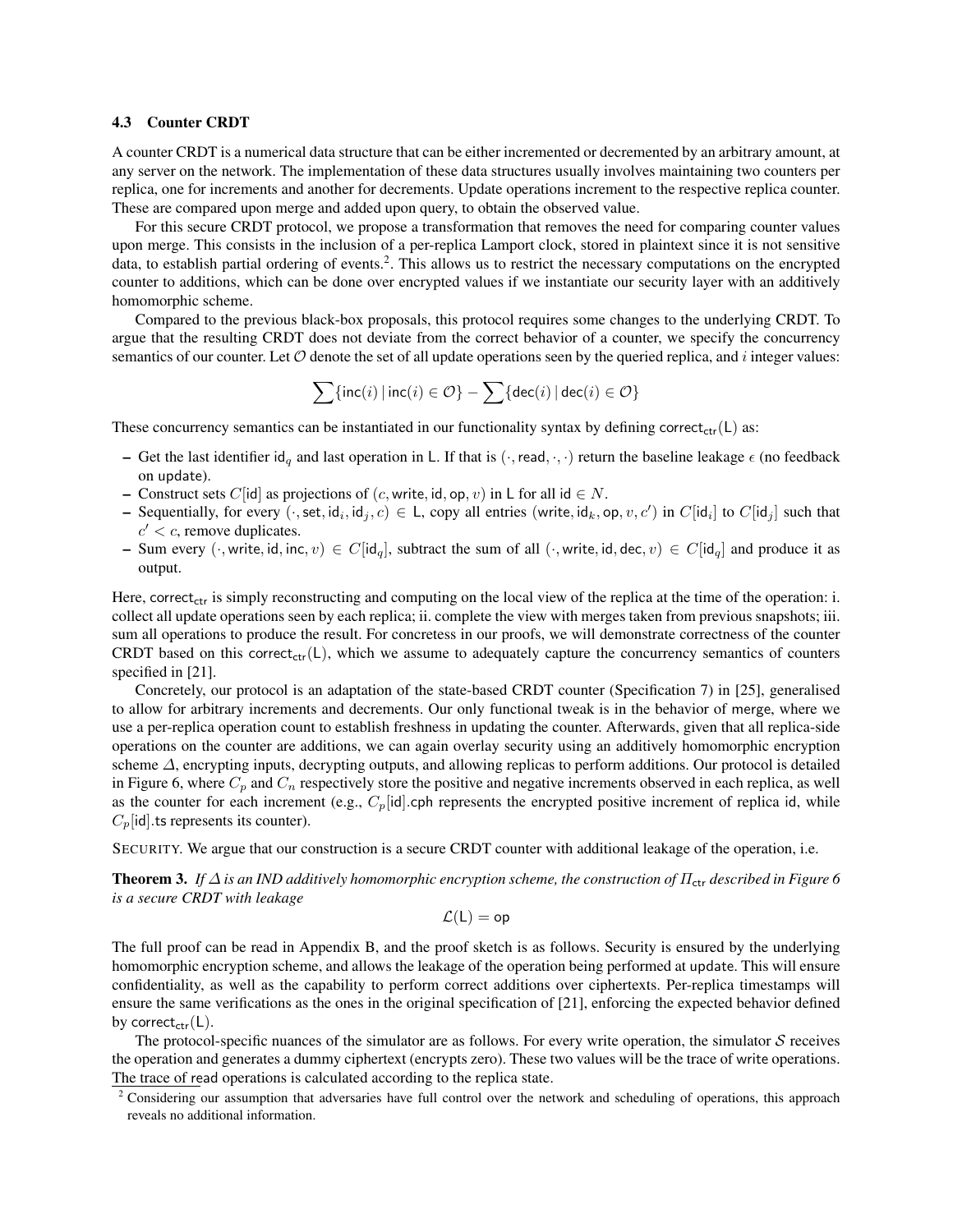### 4.3 Counter CRDT

A counter CRDT is a numerical data structure that can be either incremented or decremented by an arbitrary amount, at any server on the network. The implementation of these data structures usually involves maintaining two counters per replica, one for increments and another for decrements. Update operations increment to the respective replica counter. These are compared upon merge and added upon query, to obtain the observed value.

For this secure CRDT protocol, we propose a transformation that removes the need for comparing counter values upon merge. This consists in the inclusion of a per-replica Lamport clock, stored in plaintext since it is not sensitive data, to establish partial ordering of events.[2]. This allows us to restrict the necessary computations on the encrypted counter to additions, which can be done over encrypted values if we instantiate our security layer with an additively homomorphic scheme.

Compared to the previous black-box proposals, this protocol requires some changes to the underlying CRDT. To argue that the resulting CRDT does not deviate from the correct behavior of a counter, we specify the concurrency semantics of our counter. Let $\mathcal{O}$ denote the set of all update operations seen by the queried replica, and $i$ integer values:

$$\sum\{\mathsf{inc}(i) \mid \mathsf{inc}(i) \in \mathcal{O}\} - \sum\{\mathsf{dec}(i) \mid \mathsf{dec}(i) \in \mathcal{O}\}$$

These concurrency semantics can be instantiated in our functionality syntax by defining $\mathsf{correct}_{\mathsf{ctr}}(\mathsf{L})$ as:

- Get the last identifier $\mathsf{id}_q$ and last operation in $\mathsf{L}$. If that is $(\cdot, \mathsf{read}, \cdot, \cdot)$ return the baseline leakage $\epsilon$ (no feedback on $\mathsf{update}$).
- Construct sets $C[\mathsf{id}]$ as projections of $(c, \mathsf{write}, \mathsf{id}, \mathsf{op}, v)$ in $\mathsf{L}$ for all $\mathsf{id} \in N$.
- Sequentially, for every $(\cdot, \mathsf{set}, \mathsf{id}_i, \mathsf{id}_j, c) \in \mathsf{L}$, copy all entries $(\mathsf{write}, \mathsf{id}_k, \mathsf{op}, v, c')$ in $C[\mathsf{id}_i]$ to $C[\mathsf{id}_j]$ such that $c' < c$, remove duplicates.
- Sum every $(\cdot, \mathsf{write}, \mathsf{id}, \mathsf{inc}, v) \in C[\mathsf{id}_q]$, subtract the sum of all $(\cdot, \mathsf{write}, \mathsf{id}, \mathsf{dec}, v) \in C[\mathsf{id}_q]$ and produce it as output.

Here, $\mathsf{correct}_{\mathsf{ctr}}$ is simply reconstructing and computing on the local view of the replica at the time of the operation: i. collect all update operations seen by each replica; ii. complete the view with merges taken from previous snapshots; iii. sum all operations to produce the result. For concretess in our proofs, we will demonstrate correctness of the counter CRDT based on this $\mathsf{correct}_{\mathsf{ctr}}(\mathsf{L})$, which we assume to adequately capture the concurrency semantics of counters specified in [21].

Concretely, our protocol is an adaptation of the state-based CRDT counter (Specification 7) in [25], generalised to allow for arbitrary increments and decrements. Our only functional tweak is in the behavior of merge, where we use a per-replica operation count to establish freshness in updating the counter. Afterwards, given that all replica-side operations on the counter are additions, we can again overlay security using an additively homomorphic encryption scheme $\Delta$, encrypting inputs, decrypting outputs, and allowing replicas to perform additions. Our protocol is detailed in Figure 6, where $C_p$ and $C_n$ respectively store the positive and negative increments observed in each replica, as well as the counter for each increment (e.g., $C_p[\mathsf{id}].\mathsf{cph}$ represents the encrypted positive increment of replica id, while $C_p[\mathsf{id}].\mathsf{ts}$ represents its counter).

SECURITY. We argue that our construction is a secure CRDT counter with additional leakage of the operation, i.e.

**Theorem 3.** *If $\Delta$ is an IND additively homomorphic encryption scheme, the construction of $\Pi_{\mathsf{ctr}}$ described in Figure 6 is a secure CRDT with leakage*

$$\mathcal{L}(\mathsf{L}) = \mathsf{op}$$

The full proof can be read in Appendix B, and the proof sketch is as follows. Security is ensured by the underlying homomorphic encryption scheme, and allows the leakage of the operation being performed at update. This will ensure confidentiality, as well as the capability to perform correct additions over ciphertexts. Per-replica timestamps will ensure the same verifications as the ones in the original specification of [21], enforcing the expected behavior defined by $\mathsf{correct}_{\mathsf{ctr}}(\mathsf{L})$.

The protocol-specific nuances of the simulator are as follows. For every write operation, the simulator $\mathcal{S}$ receives the operation and generates a dummy ciphertext (encrypts zero). These two values will be the trace of write operations. The trace of read operations is calculated according to the replica state.

[2] Considering our assumption that adversaries have full control over the network and scheduling of operations, this approach reveals no additional information.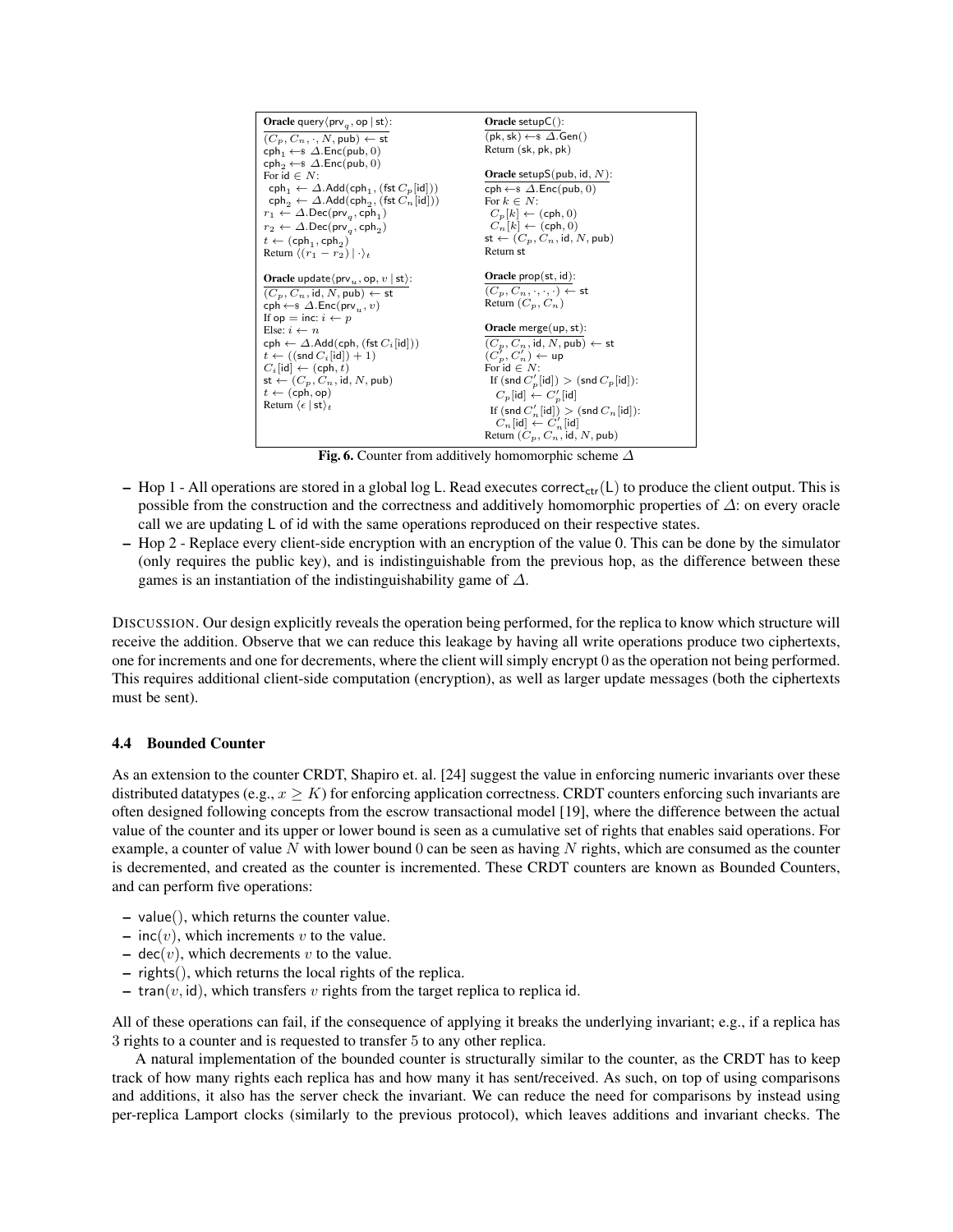```
Oracle query⟨prv_q, op | st⟩:
  (C_p, C_n, ·, N, pub) ← st
  cph_1 ←$ Δ.Enc(pub, 0)
  cph_2 ←$ Δ.Enc(pub, 0)
  For id ∈ N:
    cph_1 ← Δ.Add(cph_1, (fst C_p[id]))
    cph_2 ← Δ.Add(cph_2, (fst C_n[id]))
  r_1 ← Δ.Dec(prv_q, cph_1)
  r_2 ← Δ.Dec(prv_q, cph_2)
  t ← (cph_1, cph_2)
  Return ⟨(r_1 − r_2) | ·⟩_t

Oracle update⟨prv_u, op, v | st⟩:
  (C_p, C_n, id, N, pub) ← st
  cph ←$ Δ.Enc(prv_u, v)
  If op = inc: i ← p
  Else: i ← n
  cph ← Δ.Add(cph, (fst C_i[id]))
  t ← ((snd C_i[id]) + 1)
  C_i[id] ← (cph, t)
  st ← (C_p, C_n, id, N, pub)
  t ← (cph, op)
  Return ⟨ε | st⟩_t

Oracle setupC():
  (pk, sk) ←$ Δ.Gen()
  Return (sk, pk, pk)

Oracle setupS(pub, id, N):
  cph ←$ Δ.Enc(pub, 0)
  For k ∈ N:
    C_p[k] ← (cph, 0)
    C_n[k] ← (cph, 0)
  st ← (C_p, C_n, id, N, pub)
  Return st

Oracle prop(st, id):
  (C_p, C_n, ·, ·, ·) ← st
  Return (C_p, C_n)

Oracle merge(up, st):
  (C_p, C_n, id, N, pub) ← st
  (C'_p, C'_n) ← up
  For id ∈ N:
    If (snd C'_p[id]) > (snd C_p[id]):
      C_p[id] ← C'_p[id]
    If (snd C'_n[id]) > (snd C_n[id]):
      C_n[id] ← C'_n[id]
  Return (C_p, C_n, id, N, pub)
```

**Fig. 6.** Counter from additively homomorphic scheme $\Delta$

- Hop 1 - All operations are stored in a global log L. Read executes $\mathsf{correct}_{\mathsf{ctr}}(\mathsf{L})$ to produce the client output. This is possible from the construction and the correctness and additively homomorphic properties of $\Delta$: on every oracle call we are updating L of id with the same operations reproduced on their respective states.
- Hop 2 - Replace every client-side encryption with an encryption of the value 0. This can be done by the simulator (only requires the public key), and is indistinguishable from the previous hop, as the difference between these games is an instantiation of the indistinguishability game of $\Delta$.

DISCUSSION. Our design explicitly reveals the operation being performed, for the replica to know which structure will receive the addition. Observe that we can reduce this leakage by having all write operations produce two ciphertexts, one for increments and one for decrements, where the client will simply encrypt 0 as the operation not being performed. This requires additional client-side computation (encryption), as well as larger update messages (both the ciphertexts must be sent).

### 4.4 Bounded Counter

As an extension to the counter CRDT, Shapiro et. al. [24] suggest the value in enforcing numeric invariants over these distributed datatypes (e.g., $x \geq K$) for enforcing application correctness. CRDT counters enforcing such invariants are often designed following concepts from the escrow transactional model [19], where the difference between the actual value of the counter and its upper or lower bound is seen as a cumulative set of rights that enables said operations. For example, a counter of value $N$ with lower bound 0 can be seen as having $N$ rights, which are consumed as the counter is decremented, and created as the counter is incremented. These CRDT counters are known as Bounded Counters, and can perform five operations:

- value(), which returns the counter value.
- inc($v$), which increments $v$ to the value.
- dec($v$), which decrements $v$ to the value.
- rights(), which returns the local rights of the replica.
- tran($v$, id), which transfers $v$ rights from the target replica to replica id.

All of these operations can fail, if the consequence of applying it breaks the underlying invariant; e.g., if a replica has 3 rights to a counter and is requested to transfer 5 to any other replica.

A natural implementation of the bounded counter is structurally similar to the counter, as the CRDT has to keep track of how many rights each replica has and how many it has sent/received. As such, on top of using comparisons and additions, it also has the server check the invariant. We can reduce the need for comparisons by instead using per-replica Lamport clocks (similarly to the previous protocol), which leaves additions and invariant checks. The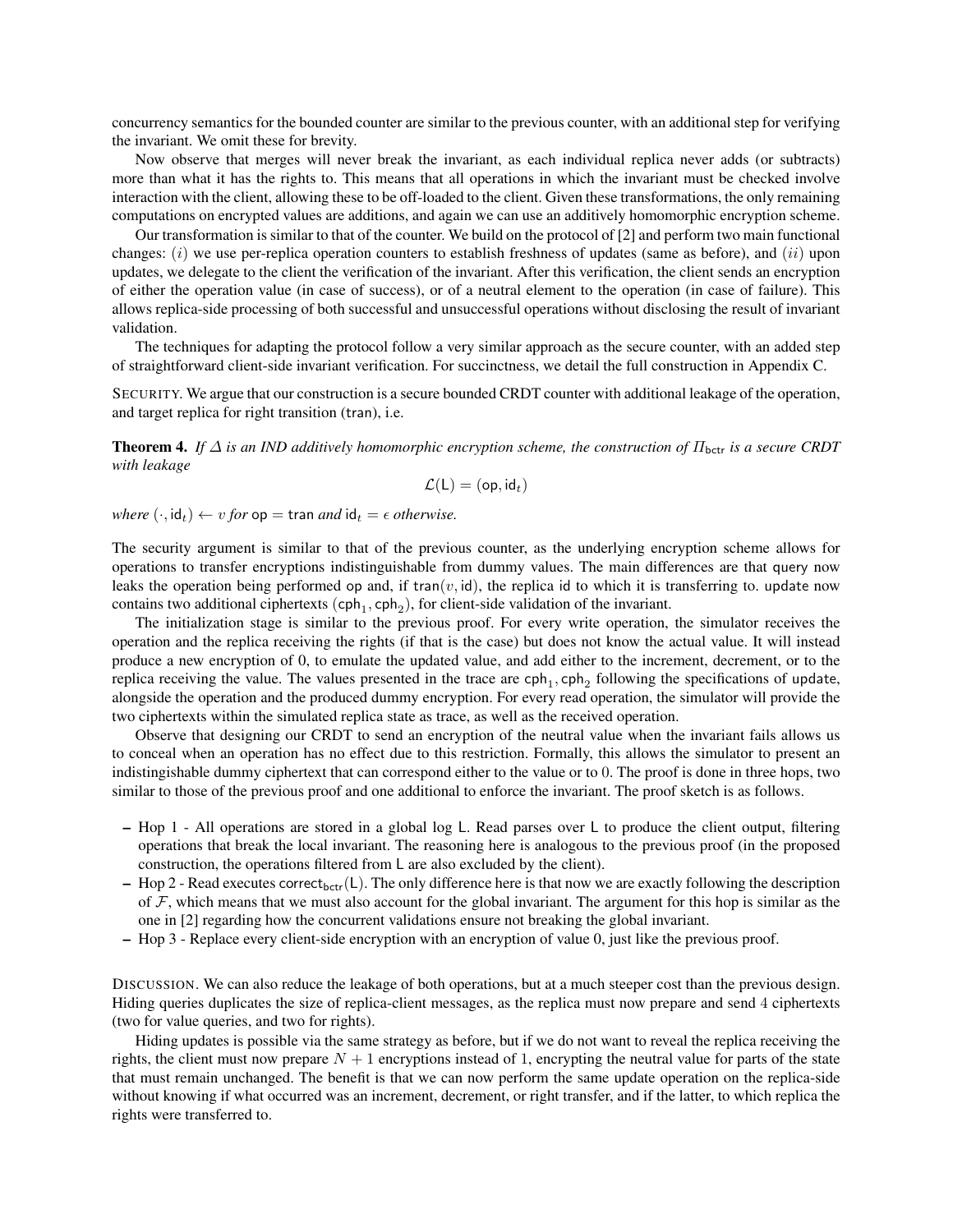concurrency semantics for the bounded counter are similar to the previous counter, with an additional step for verifying the invariant. We omit these for brevity.

Now observe that merges will never break the invariant, as each individual replica never adds (or subtracts) more than what it has the rights to. This means that all operations in which the invariant must be checked involve interaction with the client, allowing these to be off-loaded to the client. Given these transformations, the only remaining computations on encrypted values are additions, and again we can use an additively homomorphic encryption scheme.

Our transformation is similar to that of the counter. We build on the protocol of [2] and perform two main functional changes: $(i)$ we use per-replica operation counters to establish freshness of updates (same as before), and $(ii)$ upon updates, we delegate to the client the verification of the invariant. After this verification, the client sends an encryption of either the operation value (in case of success), or of a neutral element to the operation (in case of failure). This allows replica-side processing of both successful and unsuccessful operations without disclosing the result of invariant validation.

The techniques for adapting the protocol follow a very similar approach as the secure counter, with an added step of straightforward client-side invariant verification. For succinctness, we detail the full construction in Appendix C.

SECURITY. We argue that our construction is a secure bounded CRDT counter with additional leakage of the operation, and target replica for right transition ($\mathsf{tran}$), i.e.

**Theorem 4.** *If $\Delta$ is an IND additively homomorphic encryption scheme, the construction of $\Pi_{\mathsf{bctr}}$ is a secure CRDT with leakage*

$$\mathcal{L}(\mathsf{L}) = (\mathsf{op}, \mathsf{id}_t)$$

*where $(\cdot, \mathsf{id}_t) \leftarrow v$ for $\mathsf{op} = \mathsf{tran}$ and $\mathsf{id}_t = \epsilon$ otherwise.*

The security argument is similar to that of the previous counter, as the underlying encryption scheme allows for operations to transfer encryptions indistinguishable from dummy values. The main differences are that query now leaks the operation being performed op and, if $\mathsf{tran}(v, \mathsf{id})$, the replica id to which it is transferring to. update now contains two additional ciphertexts $(\mathsf{cph}_1, \mathsf{cph}_2)$, for client-side validation of the invariant.

The initialization stage is similar to the previous proof. For every write operation, the simulator receives the operation and the replica receiving the rights (if that is the case) but does not know the actual value. It will instead produce a new encryption of 0, to emulate the updated value, and add either to the increment, decrement, or to the replica receiving the value. The values presented in the trace are $\mathsf{cph}_1, \mathsf{cph}_2$ following the specifications of update, alongside the operation and the produced dummy encryption. For every read operation, the simulator will provide the two ciphertexts within the simulated replica state as trace, as well as the received operation.

Observe that designing our CRDT to send an encryption of the neutral value when the invariant fails allows us to conceal when an operation has no effect due to this restriction. Formally, this allows the simulator to present an indistingishable dummy ciphertext that can correspond either to the value or to 0. The proof is done in three hops, two similar to those of the previous proof and one additional to enforce the invariant. The proof sketch is as follows.

- Hop 1 - All operations are stored in a global log L. Read parses over L to produce the client output, filtering operations that break the local invariant. The reasoning here is analogous to the previous proof (in the proposed construction, the operations filtered from L are also excluded by the client).
- Hop 2 - Read executes $\mathsf{correct}_{\mathsf{bctr}}(\mathsf{L})$. The only difference here is that now we are exactly following the description of $\mathcal{F}$, which means that we must also account for the global invariant. The argument for this hop is similar as the one in [2] regarding how the concurrent validations ensure not breaking the global invariant.
- Hop 3 - Replace every client-side encryption with an encryption of value 0, just like the previous proof.

DISCUSSION. We can also reduce the leakage of both operations, but at a much steeper cost than the previous design. Hiding queries duplicates the size of replica-client messages, as the replica must now prepare and send 4 ciphertexts (two for value queries, and two for rights).

Hiding updates is possible via the same strategy as before, but if we do not want to reveal the replica receiving the rights, the client must now prepare $N+1$ encryptions instead of 1, encrypting the neutral value for parts of the state that must remain unchanged. The benefit is that we can now perform the same update operation on the replica-side without knowing if what occurred was an increment, decrement, or right transfer, and if the latter, to which replica the rights were transferred to.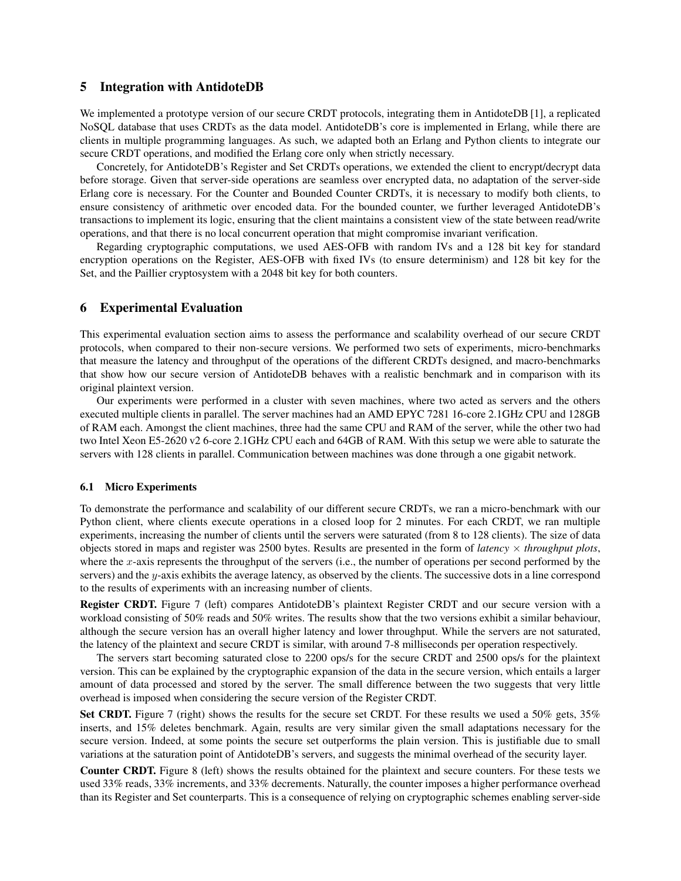## 5 Integration with AntidoteDB

We implemented a prototype version of our secure CRDT protocols, integrating them in AntidoteDB [1], a replicated NoSQL database that uses CRDTs as the data model. AntidoteDB's core is implemented in Erlang, while there are clients in multiple programming languages. As such, we adapted both an Erlang and Python clients to integrate our secure CRDT operations, and modified the Erlang core only when strictly necessary.

Concretely, for AntidoteDB's Register and Set CRDTs operations, we extended the client to encrypt/decrypt data before storage. Given that server-side operations are seamless over encrypted data, no adaptation of the server-side Erlang core is necessary. For the Counter and Bounded Counter CRDTs, it is necessary to modify both clients, to ensure consistency of arithmetic over encoded data. For the bounded counter, we further leveraged AntidoteDB's transactions to implement its logic, ensuring that the client maintains a consistent view of the state between read/write operations, and that there is no local concurrent operation that might compromise invariant verification.

Regarding cryptographic computations, we used AES-OFB with random IVs and a 128 bit key for standard encryption operations on the Register, AES-OFB with fixed IVs (to ensure determinism) and 128 bit key for the Set, and the Paillier cryptosystem with a 2048 bit key for both counters.

## 6 Experimental Evaluation

This experimental evaluation section aims to assess the performance and scalability overhead of our secure CRDT protocols, when compared to their non-secure versions. We performed two sets of experiments, micro-benchmarks that measure the latency and throughput of the operations of the different CRDTs designed, and macro-benchmarks that show how our secure version of AntidoteDB behaves with a realistic benchmark and in comparison with its original plaintext version.

Our experiments were performed in a cluster with seven machines, where two acted as servers and the others executed multiple clients in parallel. The server machines had an AMD EPYC 7281 16-core 2.1GHz CPU and 128GB of RAM each. Amongst the client machines, three had the same CPU and RAM of the server, while the other two had two Intel Xeon E5-2620 v2 6-core 2.1GHz CPU each and 64GB of RAM. With this setup we were able to saturate the servers with 128 clients in parallel. Communication between machines was done through a one gigabit network.

### 6.1 Micro Experiments

To demonstrate the performance and scalability of our different secure CRDTs, we ran a micro-benchmark with our Python client, where clients execute operations in a closed loop for 2 minutes. For each CRDT, we ran multiple experiments, increasing the number of clients until the servers were saturated (from 8 to 128 clients). The size of data objects stored in maps and register was 2500 bytes. Results are presented in the form of *latency* $\times$ *throughput plots*, where the $x$-axis represents the throughput of the servers (i.e., the number of operations per second performed by the servers) and the $y$-axis exhibits the average latency, as observed by the clients. The successive dots in a line correspond to the results of experiments with an increasing number of clients.

**Register CRDT.** Figure 7 (left) compares AntidoteDB's plaintext Register CRDT and our secure version with a workload consisting of 50% reads and 50% writes. The results show that the two versions exhibit a similar behaviour, although the secure version has an overall higher latency and lower throughput. While the servers are not saturated, the latency of the plaintext and secure CRDT is similar, with around 7-8 milliseconds per operation respectively.

The servers start becoming saturated close to 2200 ops/s for the secure CRDT and 2500 ops/s for the plaintext version. This can be explained by the cryptographic expansion of the data in the secure version, which entails a larger amount of data processed and stored by the server. The small difference between the two suggests that very little overhead is imposed when considering the secure version of the Register CRDT.

**Set CRDT.** Figure 7 (right) shows the results for the secure set CRDT. For these results we used a 50% gets, 35% inserts, and 15% deletes benchmark. Again, results are very similar given the small adaptations necessary for the secure version. Indeed, at some points the secure set outperforms the plain version. This is justifiable due to small variations at the saturation point of AntidoteDB's servers, and suggests the minimal overhead of the security layer.

**Counter CRDT.** Figure 8 (left) shows the results obtained for the plaintext and secure counters. For these tests we used 33% reads, 33% increments, and 33% decrements. Naturally, the counter imposes a higher performance overhead than its Register and Set counterparts. This is a consequence of relying on cryptographic schemes enabling server-side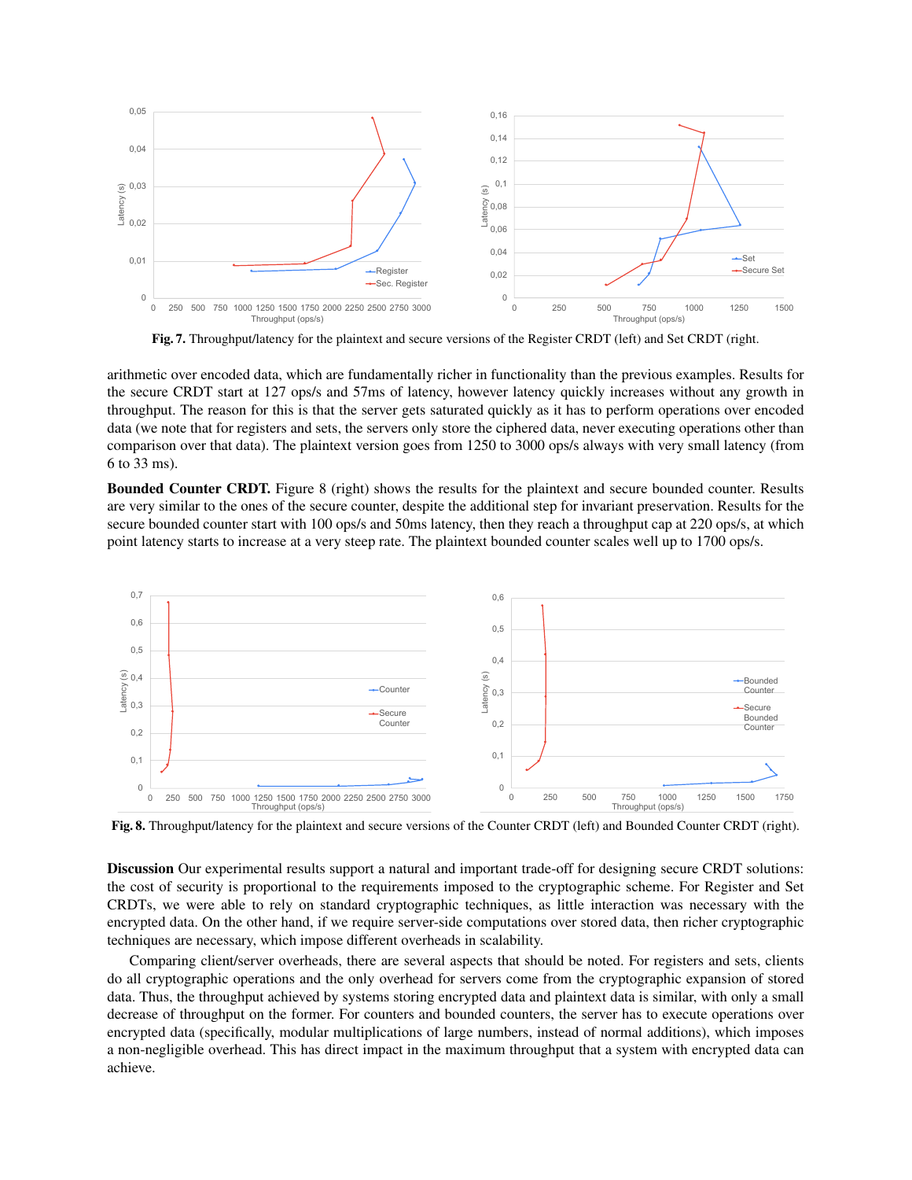Fig. 7. Throughput/latency for the plaintext and secure versions of the Register CRDT (left) and Set CRDT (right.

arithmetic over encoded data, which are fundamentally richer in functionality than the previous examples. Results for the secure CRDT start at 127 ops/s and 57ms of latency, however latency quickly increases without any growth in throughput. The reason for this is that the server gets saturated quickly as it has to perform operations over encoded data (we note that for registers and sets, the servers only store the ciphered data, never executing operations other than comparison over that data). The plaintext version goes from 1250 to 3000 ops/s always with very small latency (from 6 to 33 ms).

**Bounded Counter CRDT.** Figure 8 (right) shows the results for the plaintext and secure bounded counter. Results are very similar to the ones of the secure counter, despite the additional step for invariant preservation. Results for the secure bounded counter start with 100 ops/s and 50ms latency, then they reach a throughput cap at 220 ops/s, at which point latency starts to increase at a very steep rate. The plaintext bounded counter scales well up to 1700 ops/s.

Fig. 8. Throughput/latency for the plaintext and secure versions of the Counter CRDT (left) and Bounded Counter CRDT (right).

**Discussion** Our experimental results support a natural and important trade-off for designing secure CRDT solutions: the cost of security is proportional to the requirements imposed to the cryptographic scheme. For Register and Set CRDTs, we were able to rely on standard cryptographic techniques, as little interaction was necessary with the encrypted data. On the other hand, if we require server-side computations over stored data, then richer cryptographic techniques are necessary, which impose different overheads in scalability.

Comparing client/server overheads, there are several aspects that should be noted. For registers and sets, clients do all cryptographic operations and the only overhead for servers come from the cryptographic expansion of stored data. Thus, the throughput achieved by systems storing encrypted data and plaintext data is similar, with only a small decrease of throughput on the former. For counters and bounded counters, the server has to execute operations over encrypted data (specifically, modular multiplications of large numbers, instead of normal additions), which imposes a non-negligible overhead. This has direct impact in the maximum throughput that a system with encrypted data can achieve.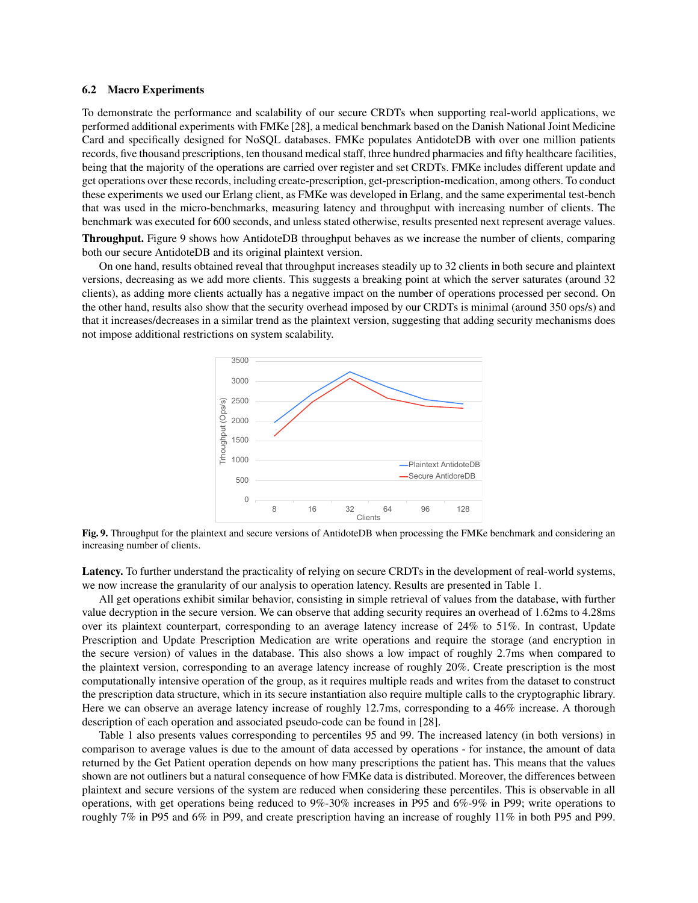### 6.2 Macro Experiments

To demonstrate the performance and scalability of our secure CRDTs when supporting real-world applications, we performed additional experiments with FMKe [28], a medical benchmark based on the Danish National Joint Medicine Card and specifically designed for NoSQL databases. FMKe populates AntidoteDB with over one million patients records, five thousand prescriptions, ten thousand medical staff, three hundred pharmacies and fifty healthcare facilities, being that the majority of the operations are carried over register and set CRDTs. FMKe includes different update and get operations over these records, including create-prescription, get-prescription-medication, among others. To conduct these experiments we used our Erlang client, as FMKe was developed in Erlang, and the same experimental test-bench that was used in the micro-benchmarks, measuring latency and throughput with increasing number of clients. The benchmark was executed for 600 seconds, and unless stated otherwise, results presented next represent average values.

**Throughput.** Figure 9 shows how AntidoteDB throughput behaves as we increase the number of clients, comparing both our secure AntidoteDB and its original plaintext version.

On one hand, results obtained reveal that throughput increases steadily up to 32 clients in both secure and plaintext versions, decreasing as we add more clients. This suggests a breaking point at which the server saturates (around 32 clients), as adding more clients actually has a negative impact on the number of operations processed per second. On the other hand, results also show that the security overhead imposed by our CRDTs is minimal (around 350 ops/s) and that it increases/decreases in a similar trend as the plaintext version, suggesting that adding security mechanisms does not impose additional restrictions on system scalability.

**Fig. 9.** Throughput for the plaintext and secure versions of AntidoteDB when processing the FMKe benchmark and considering an increasing number of clients.

**Latency.** To further understand the practicality of relying on secure CRDTs in the development of real-world systems, we now increase the granularity of our analysis to operation latency. Results are presented in Table 1.

All get operations exhibit similar behavior, consisting in simple retrieval of values from the database, with further value decryption in the secure version. We can observe that adding security requires an overhead of 1.62ms to 4.28ms over its plaintext counterpart, corresponding to an average latency increase of 24% to 51%. In contrast, Update Prescription and Update Prescription Medication are write operations and require the storage (and encryption in the secure version) of values in the database. This also shows a low impact of roughly 2.7ms when compared to the plaintext version, corresponding to an average latency increase of roughly 20%. Create prescription is the most computationally intensive operation of the group, as it requires multiple reads and writes from the dataset to construct the prescription data structure, which in its secure instantiation also require multiple calls to the cryptographic library. Here we can observe an average latency increase of roughly 12.7ms, corresponding to a 46% increase. A thorough description of each operation and associated pseudo-code can be found in [28].

Table 1 also presents values corresponding to percentiles 95 and 99. The increased latency (in both versions) in comparison to average values is due to the amount of data accessed by operations - for instance, the amount of data returned by the Get Patient operation depends on how many prescriptions the patient has. This means that the values shown are not outliners but a natural consequence of how FMKe data is distributed. Moreover, the differences between plaintext and secure versions of the system are reduced when considering these percentiles. This is observable in all operations, with get operations being reduced to 9%-30% increases in P95 and 6%-9% in P99; write operations to roughly 7% in P95 and 6% in P99, and create prescription having an increase of roughly 11% in both P95 and P99.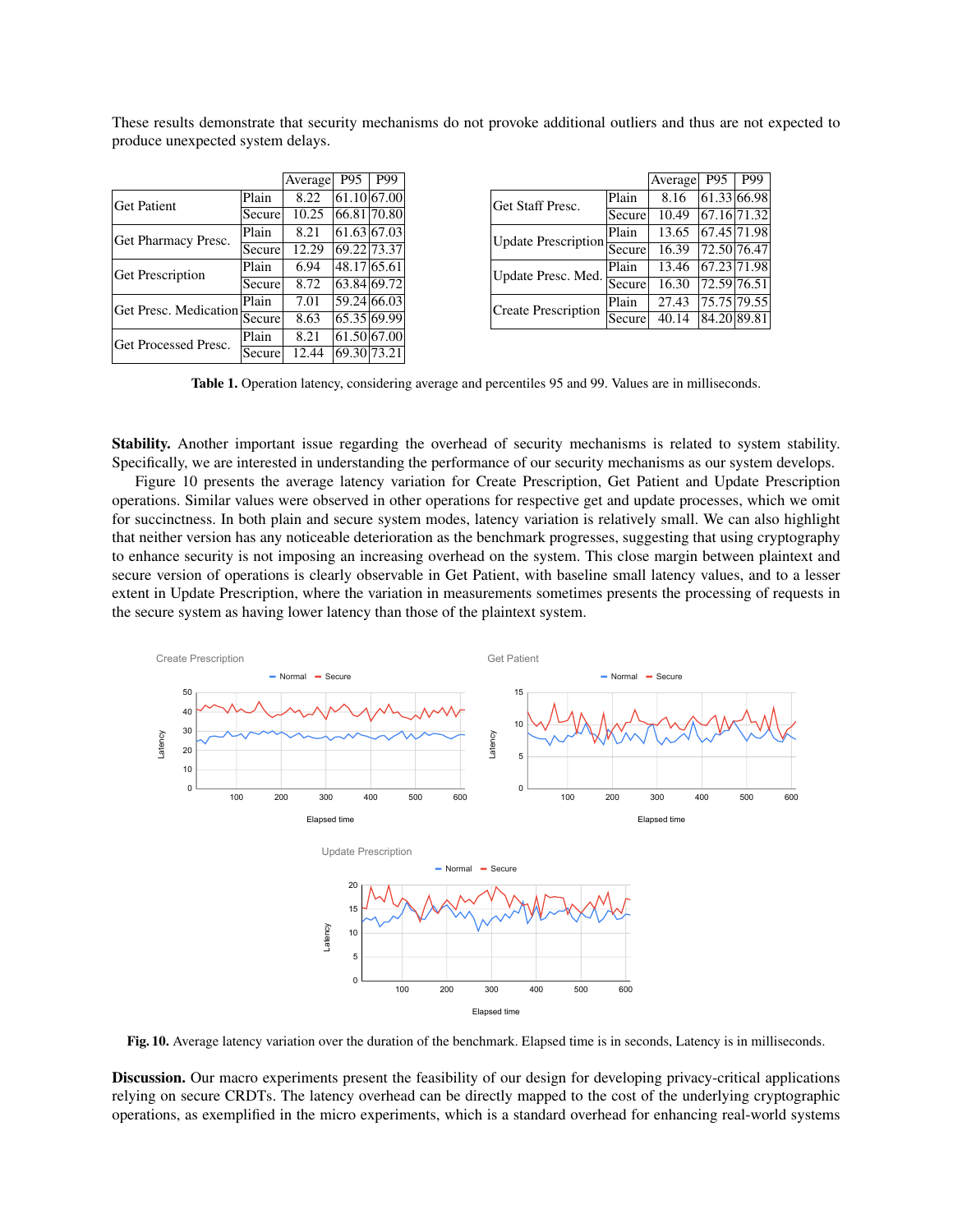These results demonstrate that security mechanisms do not provoke additional outliers and thus are not expected to produce unexpected system delays.

| | | Average | P95 | P99 |
|---|---|---|---|---|
| Get Patient | Plain | 8.22 | 61.10 | 67.00 |
| | Secure | 10.25 | 66.81 | 70.80 |
| Get Pharmacy Presc. | Plain | 8.21 | 61.63 | 67.03 |
| | Secure | 12.29 | 69.22 | 73.37 |
| Get Prescription | Plain | 6.94 | 48.17 | 65.61 |
| | Secure | 8.72 | 63.84 | 69.72 |
| Get Presc. Medication | Plain | 7.01 | 59.24 | 66.03 |
| | Secure | 8.63 | 65.35 | 69.99 |
| Get Processed Presc. | Plain | 8.21 | 61.50 | 67.00 |
| | Secure | 12.44 | 69.30 | 73.21 |

| | | Average | P95 | P99 |
|---|---|---|---|---|
| Get Staff Presc. | Plain | 8.16 | 61.33 | 66.98 |
| | Secure | 10.49 | 67.16 | 71.32 |
| Update Prescription | Plain | 13.65 | 67.45 | 71.98 |
| | Secure | 16.39 | 72.50 | 76.47 |
| Update Presc. Med. | Plain | 13.46 | 67.23 | 71.98 |
| | Secure | 16.30 | 72.59 | 76.51 |
| Create Prescription | Plain | 27.43 | 75.75 | 79.55 |
| | Secure | 40.14 | 84.20 | 89.81 |

**Table 1.** Operation latency, considering average and percentiles 95 and 99. Values are in milliseconds.

**Stability.** Another important issue regarding the overhead of security mechanisms is related to system stability. Specifically, we are interested in understanding the performance of our security mechanisms as our system develops.

Figure 10 presents the average latency variation for Create Prescription, Get Patient and Update Prescription operations. Similar values were observed in other operations for respective get and update processes, which we omit for succinctness. In both plain and secure system modes, latency variation is relatively small. We can also highlight that neither version has any noticeable deterioration as the benchmark progresses, suggesting that using cryptography to enhance security is not imposing an increasing overhead on the system. This close margin between plaintext and secure version of operations is clearly observable in Get Patient, with baseline small latency values, and to a lesser extent in Update Prescription, where the variation in measurements sometimes presents the processing of requests in the secure system as having lower latency than those of the plaintext system.

**Fig. 10.** Average latency variation over the duration of the benchmark. Elapsed time is in seconds, Latency is in milliseconds.

**Discussion.** Our macro experiments present the feasibility of our design for developing privacy-critical applications relying on secure CRDTs. The latency overhead can be directly mapped to the cost of the underlying cryptographic operations, as exemplified in the micro experiments, which is a standard overhead for enhancing real-world systems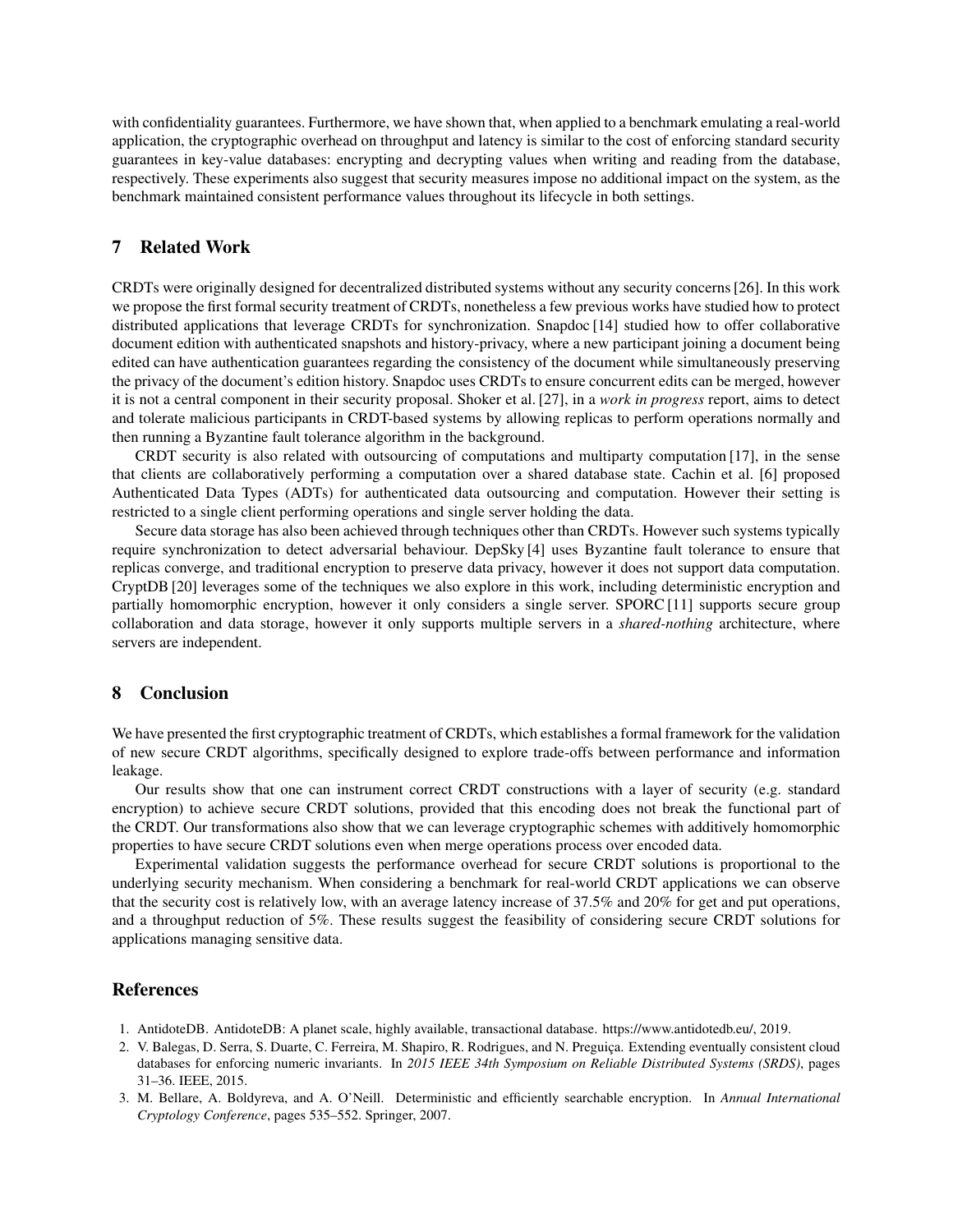with confidentiality guarantees. Furthermore, we have shown that, when applied to a benchmark emulating a real-world application, the cryptographic overhead on throughput and latency is similar to the cost of enforcing standard security guarantees in key-value databases: encrypting and decrypting values when writing and reading from the database, respectively. These experiments also suggest that security measures impose no additional impact on the system, as the benchmark maintained consistent performance values throughout its lifecycle in both settings.

## 7 Related Work

CRDTs were originally designed for decentralized distributed systems without any security concerns [26]. In this work we propose the first formal security treatment of CRDTs, nonetheless a few previous works have studied how to protect distributed applications that leverage CRDTs for synchronization. Snapdoc [14] studied how to offer collaborative document edition with authenticated snapshots and history-privacy, where a new participant joining a document being edited can have authentication guarantees regarding the consistency of the document while simultaneously preserving the privacy of the document's edition history. Snapdoc uses CRDTs to ensure concurrent edits can be merged, however it is not a central component in their security proposal. Shoker et al. [27], in a *work in progress* report, aims to detect and tolerate malicious participants in CRDT-based systems by allowing replicas to perform operations normally and then running a Byzantine fault tolerance algorithm in the background.

CRDT security is also related with outsourcing of computations and multiparty computation [17], in the sense that clients are collaboratively performing a computation over a shared database state. Cachin et al. [6] proposed Authenticated Data Types (ADTs) for authenticated data outsourcing and computation. However their setting is restricted to a single client performing operations and single server holding the data.

Secure data storage has also been achieved through techniques other than CRDTs. However such systems typically require synchronization to detect adversarial behaviour. DepSky [4] uses Byzantine fault tolerance to ensure that replicas converge, and traditional encryption to preserve data privacy, however it does not support data computation. CryptDB [20] leverages some of the techniques we also explore in this work, including deterministic encryption and partially homomorphic encryption, however it only considers a single server. SPORC [11] supports secure group collaboration and data storage, however it only supports multiple servers in a *shared-nothing* architecture, where servers are independent.

## 8 Conclusion

We have presented the first cryptographic treatment of CRDTs, which establishes a formal framework for the validation of new secure CRDT algorithms, specifically designed to explore trade-offs between performance and information leakage.

Our results show that one can instrument correct CRDT constructions with a layer of security (e.g. standard encryption) to achieve secure CRDT solutions, provided that this encoding does not break the functional part of the CRDT. Our transformations also show that we can leverage cryptographic schemes with additively homomorphic properties to have secure CRDT solutions even when merge operations process over encoded data.

Experimental validation suggests the performance overhead for secure CRDT solutions is proportional to the underlying security mechanism. When considering a benchmark for real-world CRDT applications we can observe that the security cost is relatively low, with an average latency increase of 37.5% and 20% for get and put operations, and a throughput reduction of 5%. These results suggest the feasibility of considering secure CRDT solutions for applications managing sensitive data.

## References

1. AntidoteDB. AntidoteDB: A planet scale, highly available, transactional database. https://www.antidotedb.eu/, 2019.
2. V. Balegas, D. Serra, S. Duarte, C. Ferreira, M. Shapiro, R. Rodrigues, and N. Preguiça. Extending eventually consistent cloud databases for enforcing numeric invariants. In *2015 IEEE 34th Symposium on Reliable Distributed Systems (SRDS)*, pages 31–36. IEEE, 2015.
3. M. Bellare, A. Boldyreva, and A. O'Neill. Deterministic and efficiently searchable encryption. In *Annual International Cryptology Conference*, pages 535–552. Springer, 2007.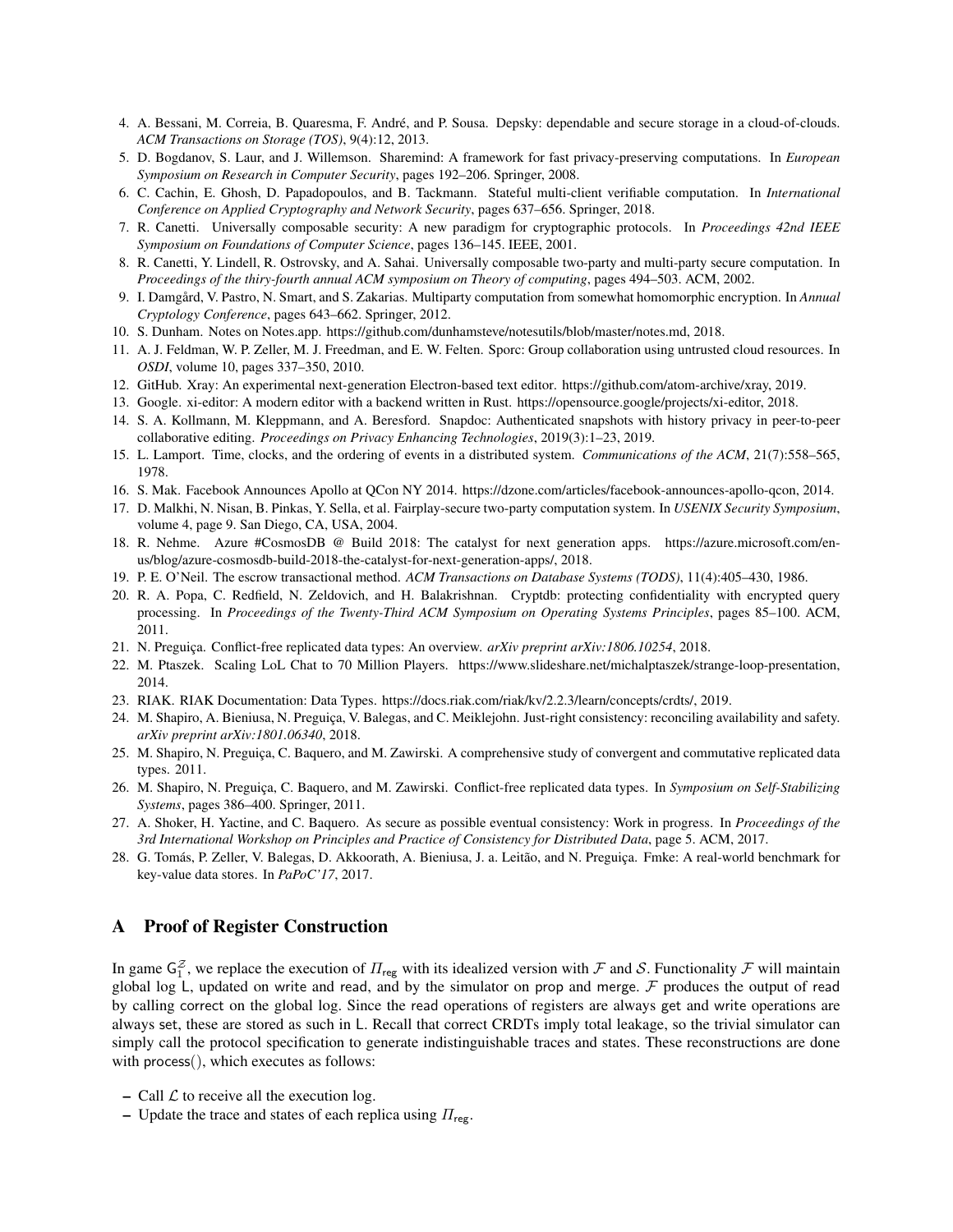4. A. Bessani, M. Correia, B. Quaresma, F. André, and P. Sousa. Depsky: dependable and secure storage in a cloud-of-clouds. *ACM Transactions on Storage (TOS)*, 9(4):12, 2013.
5. D. Bogdanov, S. Laur, and J. Willemson. Sharemind: A framework for fast privacy-preserving computations. In *European Symposium on Research in Computer Security*, pages 192–206. Springer, 2008.
6. C. Cachin, E. Ghosh, D. Papadopoulos, and B. Tackmann. Stateful multi-client verifiable computation. In *International Conference on Applied Cryptography and Network Security*, pages 637–656. Springer, 2018.
7. R. Canetti. Universally composable security: A new paradigm for cryptographic protocols. In *Proceedings 42nd IEEE Symposium on Foundations of Computer Science*, pages 136–145. IEEE, 2001.
8. R. Canetti, Y. Lindell, R. Ostrovsky, and A. Sahai. Universally composable two-party and multi-party secure computation. In *Proceedings of the thiry-fourth annual ACM symposium on Theory of computing*, pages 494–503. ACM, 2002.
9. I. Damgård, V. Pastro, N. Smart, and S. Zakarias. Multiparty computation from somewhat homomorphic encryption. In *Annual Cryptology Conference*, pages 643–662. Springer, 2012.
10. S. Dunham. Notes on Notes.app. https://github.com/dunhamsteve/notesutils/blob/master/notes.md, 2018.
11. A. J. Feldman, W. P. Zeller, M. J. Freedman, and E. W. Felten. Sporc: Group collaboration using untrusted cloud resources. In *OSDI*, volume 10, pages 337–350, 2010.
12. GitHub. Xray: An experimental next-generation Electron-based text editor. https://github.com/atom-archive/xray, 2019.
13. Google. xi-editor: A modern editor with a backend written in Rust. https://opensource.google/projects/xi-editor, 2018.
14. S. A. Kollmann, M. Kleppmann, and A. Beresford. Snapdoc: Authenticated snapshots with history privacy in peer-to-peer collaborative editing. *Proceedings on Privacy Enhancing Technologies*, 2019(3):1–23, 2019.
15. L. Lamport. Time, clocks, and the ordering of events in a distributed system. *Communications of the ACM*, 21(7):558–565, 1978.
16. S. Mak. Facebook Announces Apollo at QCon NY 2014. https://dzone.com/articles/facebook-announces-apollo-qcon, 2014.
17. D. Malkhi, N. Nisan, B. Pinkas, Y. Sella, et al. Fairplay-secure two-party computation system. In *USENIX Security Symposium*, volume 4, page 9. San Diego, CA, USA, 2004.
18. R. Nehme. Azure #CosmosDB @ Build 2018: The catalyst for next generation apps. https://azure.microsoft.com/en-us/blog/azure-cosmosdb-build-2018-the-catalyst-for-next-generation-apps/, 2018.
19. P. E. O'Neil. The escrow transactional method. *ACM Transactions on Database Systems (TODS)*, 11(4):405–430, 1986.
20. R. A. Popa, C. Redfield, N. Zeldovich, and H. Balakrishnan. Cryptdb: protecting confidentiality with encrypted query processing. In *Proceedings of the Twenty-Third ACM Symposium on Operating Systems Principles*, pages 85–100. ACM, 2011.
21. N. Preguiça. Conflict-free replicated data types: An overview. *arXiv preprint arXiv:1806.10254*, 2018.
22. M. Ptaszek. Scaling LoL Chat to 70 Million Players. https://www.slideshare.net/michalptaszek/strange-loop-presentation, 2014.
23. RIAK. RIAK Documentation: Data Types. https://docs.riak.com/riak/kv/2.2.3/learn/concepts/crdts/, 2019.
24. M. Shapiro, A. Bieniusa, N. Preguiça, V. Balegas, and C. Meiklejohn. Just-right consistency: reconciling availability and safety. *arXiv preprint arXiv:1801.06340*, 2018.
25. M. Shapiro, N. Preguiça, C. Baquero, and M. Zawirski. A comprehensive study of convergent and commutative replicated data types. 2011.
26. M. Shapiro, N. Preguiça, C. Baquero, and M. Zawirski. Conflict-free replicated data types. In *Symposium on Self-Stabilizing Systems*, pages 386–400. Springer, 2011.
27. A. Shoker, H. Yactine, and C. Baquero. As secure as possible eventual consistency: Work in progress. In *Proceedings of the 3rd International Workshop on Principles and Practice of Consistency for Distributed Data*, page 5. ACM, 2017.
28. G. Tomás, P. Zeller, V. Balegas, D. Akkoorath, A. Bieniusa, J. a. Leitão, and N. Preguiça. Fmke: A real-world benchmark for key-value data stores. In *PaPoC'17*, 2017.

## A Proof of Register Construction

In game $\mathsf{G}_1^{\mathcal{Z}}$, we replace the execution of $\Pi_{\mathsf{reg}}$ with its idealized version with $\mathcal{F}$ and $\mathcal{S}$. Functionality $\mathcal{F}$ will maintain global log $\mathsf{L}$, updated on $\mathsf{write}$ and $\mathsf{read}$, and by the simulator on $\mathsf{prop}$ and $\mathsf{merge}$. $\mathcal{F}$ produces the output of $\mathsf{read}$ by calling $\mathsf{correct}$ on the global log. Since the read operations of registers are always $\mathsf{get}$ and $\mathsf{write}$ operations are always $\mathsf{set}$, these are stored as such in $\mathsf{L}$. Recall that correct CRDTs imply total leakage, so the trivial simulator can simply call the protocol specification to generate indistinguishable traces and states. These reconstructions are done with $\mathsf{process}()$, which executes as follows:

- Call $\mathcal{L}$ to receive all the execution log.
- Update the trace and states of each replica using $\Pi_{\mathsf{reg}}$.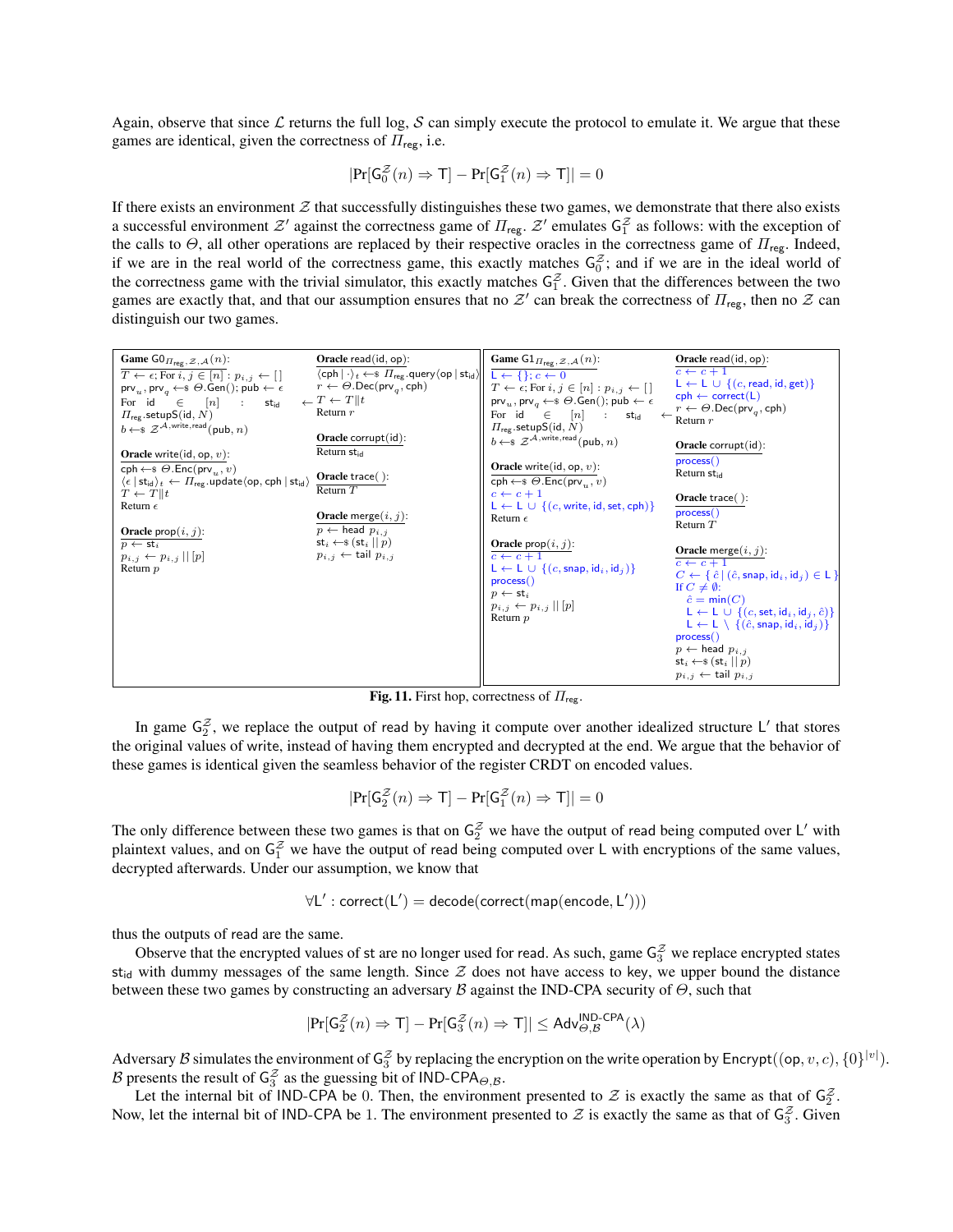Again, observe that since $\mathcal{L}$ returns the full log, $\mathcal{S}$ can simply execute the protocol to emulate it. We argue that these games are identical, given the correctness of $\Pi_{\mathsf{reg}}$, i.e.

$$|\Pr[\mathsf{G}_0^{\mathcal{Z}}(n) \Rightarrow \mathsf{T}] - \Pr[\mathsf{G}_1^{\mathcal{Z}}(n) \Rightarrow \mathsf{T}]| = 0$$

If there exists an environment $\mathcal{Z}$ that successfully distinguishes these two games, we demonstrate that there also exists a successful environment $\mathcal{Z}'$ against the correctness game of $\Pi_{\mathsf{reg}}$. $\mathcal{Z}'$ emulates $\mathsf{G}_1^{\mathcal{Z}}$ as follows: with the exception of the calls to $\Theta$, all other operations are replaced by their respective oracles in the correctness game of $\Pi_{\mathsf{reg}}$. Indeed, if we are in the real world of the correctness game, this exactly matches $\mathsf{G}_0^{\mathcal{Z}}$; and if we are in the ideal world of the correctness game with the trivial simulator, this exactly matches $\mathsf{G}_1^{\mathcal{Z}}$. Given that the differences between the two games are exactly that, and that our assumption ensures that no $\mathcal{Z}'$ can break the correctness of $\Pi_{\mathsf{reg}}$, then no $\mathcal{Z}$ can distinguish our two games.

```
Game G0_{Π_reg,Z,A}(n):
  T ← ε; For i,j ∈ [n] : p_{i,j} ← []
  prv_u, prv_q ←$ Θ.Gen(); pub ← ε
  For id ∈ [n] : st_id ← Π_reg.setupS(id, N)
  b ←$ Z^{A,write,read}(pub, n)

Oracle write(id, op, v):
  cph ←$ Θ.Enc(prv_u, v)
  ⟨ε | st_id⟩_t ← Π_reg.update⟨op, cph | st_id⟩
  T ← T||t
  Return ε

Oracle prop(i, j):
  p ← st_i
  p_{i,j} ← p_{i,j} || [p]
  Return p

Oracle read(id, op):
  ⟨cph | ·⟩_t ←$ Π_reg.query⟨op | st_id⟩
  r ← Θ.Dec(prv_q, cph)
  T ← T||t
  Return r

Oracle corrupt(id):
  Return st_id

Oracle trace():
  Return T

Oracle merge(i, j):
  p ← head p_{i,j}
  st_i ←$ (st_i || p)
  p_{i,j} ← tail p_{i,j}
```

```
Game G1_{Π_reg,Z,A}(n):
  L ← {}; c ← 0
  T ← ε; For i,j ∈ [n] : p_{i,j} ← []
  prv_u, prv_q ←$ Θ.Gen(); pub ← ε
  For id ∈ [n] : st_id ← Π_reg.setupS(id, N)
  b ←$ Z^{A,write,read}(pub, n)

Oracle write(id, op, v):
  cph ←$ Θ.Enc(prv_u, v)
  c ← c + 1
  L ← L ∪ {(c, write, id, set, cph)}
  Return ε

Oracle prop(i, j):
  c ← c + 1
  L ← L ∪ {(c, snap, id_i, id_j)}
  process()
  p ← st_i
  p_{i,j} ← p_{i,j} || [p]
  Return p

Oracle read(id, op):
  c ← c + 1
  L ← L ∪ {(c, read, id, get)}
  cph ← correct(L)
  r ← Θ.Dec(prv_q, cph)
  Return r

Oracle corrupt(id):
  process()
  Return st_id

Oracle trace():
  process()
  Return T

Oracle merge(i, j):
  c ← c + 1
  C ← { ĉ | (ĉ, snap, id_i, id_j) ∈ L }
  If C ≠ ∅:
    ĉ = min(C)
    L ← L ∪ {(c, set, id_i, id_j, ĉ)}
    L ← L \ {(ĉ, snap, id_i, id_j)}
  process()
  p ← head p_{i,j}
  st_i ←$ (st_i || p)
  p_{i,j} ← tail p_{i,j}
```

**Fig. 11.** First hop, correctness of $\Pi_{\mathsf{reg}}$.

In game $\mathsf{G}_2^{\mathcal{Z}}$, we replace the output of read by having it compute over another idealized structure $\mathsf{L}'$ that stores the original values of write, instead of having them encrypted and decrypted at the end. We argue that the behavior of these games is identical given the seamless behavior of the register CRDT on encoded values.

$$|\Pr[\mathsf{G}_2^{\mathcal{Z}}(n) \Rightarrow \mathsf{T}] - \Pr[\mathsf{G}_1^{\mathcal{Z}}(n) \Rightarrow \mathsf{T}]| = 0$$

The only difference between these two games is that on $\mathsf{G}_2^{\mathcal{Z}}$ we have the output of read being computed over $\mathsf{L}'$ with plaintext values, and on $\mathsf{G}_1^{\mathcal{Z}}$ we have the output of read being computed over $\mathsf{L}$ with encryptions of the same values, decrypted afterwards. Under our assumption, we know that

$$\forall \mathsf{L}' : \mathsf{correct}(\mathsf{L}') = \mathsf{decode}(\mathsf{correct}(\mathsf{map}(\mathsf{encode}, \mathsf{L}')))$$

thus the outputs of read are the same.

Observe that the encrypted values of st are no longer used for read. As such, game $\mathsf{G}_3^{\mathcal{Z}}$ we replace encrypted states $\mathsf{st}_{\mathsf{id}}$ with dummy messages of the same length. Since $\mathcal{Z}$ does not have access to key, we upper bound the distance between these two games by constructing an adversary $\mathcal{B}$ against the IND-CPA security of $\Theta$, such that

$$|\Pr[\mathsf{G}_2^{\mathcal{Z}}(n) \Rightarrow \mathsf{T}] - \Pr[\mathsf{G}_3^{\mathcal{Z}}(n) \Rightarrow \mathsf{T}]| \leq \mathsf{Adv}_{\Theta,\mathcal{B}}^{\mathsf{IND\text{-}CPA}}(\lambda)$$

Adversary $\mathcal{B}$ simulates the environment of $\mathsf{G}_3^{\mathcal{Z}}$ by replacing the encryption on the write operation by $\mathsf{Encrypt}((\mathsf{op}, v, c), \{0\}^{|v|})$. $\mathcal{B}$ presents the result of $\mathsf{G}_3^{\mathcal{Z}}$ as the guessing bit of $\mathsf{IND\text{-}CPA}_{\Theta,\mathcal{B}}$.

Let the internal bit of IND-CPA be 0. Then, the environment presented to $\mathcal{Z}$ is exactly the same as that of $\mathsf{G}_2^{\mathcal{Z}}$. Now, let the internal bit of IND-CPA be 1. The environment presented to $\mathcal{Z}$ is exactly the same as that of $\mathsf{G}_3^{\mathcal{Z}}$. Given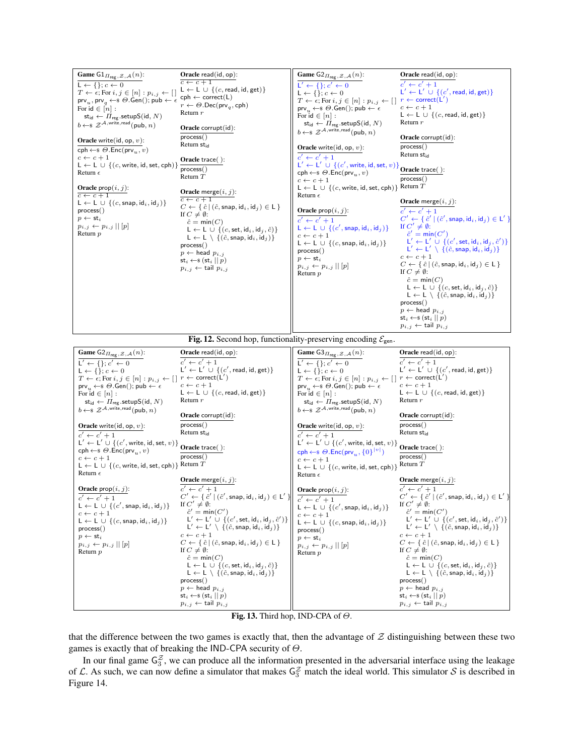```
Game G1_{Π_reg,Z,A}(n):
L ← {}; c ← 0
T ← ε; For i,j ∈ [n] : p_{i,j} ← [ ]
prv_u, prv_q ←$ Θ.Gen(); pub ← ε
For id ∈ [n] :
  st_id ← Π_reg.setupS(id, N)
b ←$ Z^{A,write,read}(pub, n)

Oracle write(id, op, v):
cph ←$ Θ.Enc(prv_u, v)
c ← c + 1
L ← L ∪ {(c, write, id, set, cph)}
Return ε

Oracle prop(i, j):
c ← c + 1
L ← L ∪ {(c, snap, id_i, id_j)}
process()
p ← st_i
p_{i,j} ← p_{i,j} || [p]
Return p

Oracle read(id, op):
c ← c + 1
L ← L ∪ {(c, read, id, get)}
cph ← correct(L)
r ← Θ.Dec(prv_q, cph)
Return r

Oracle corrupt(id):
process()
Return st_id

Oracle trace( ):
process()
Return T

Oracle merge(i, j):
c ← c + 1
C ← { ĉ | (ĉ, snap, id_i, id_j) ∈ L }
If C ≠ ∅:
  ĉ = min(C)
  L ← L ∪ {(c, set, id_i, id_j, ĉ)}
  L ← L \ {(ĉ, snap, id_i, id_j)}
process()
p ← head p_{i,j}
st_i ←$ (st_i || p)
p_{i,j} ← tail p_{i,j}
```

```
Game G2_{Π_reg,Z,A}(n):
L' ← {}; c' ← 0
L ← {}; c ← 0
T ← ε; For i,j ∈ [n] : p_{i,j} ← [ ]
prv_u ←$ Θ.Gen(); pub ← ε
For id ∈ [n] :
  st_id ← Π_reg.setupS(id, N)
b ←$ Z^{A,write,read}(pub, n)

Oracle write(id, op, v):
c' ← c' + 1
L' ← L' ∪ {(c', write, id, set, v)}
cph ←$ Θ.Enc(prv_u, v)
c ← c + 1
L ← L ∪ {(c, write, id, set, cph)}
Return ε

Oracle prop(i, j):
c' ← c' + 1
L ← L ∪ {(c', snap, id_i, id_j)}
c ← c + 1
L ← L ∪ {(c, snap, id_i, id_j)}
process()
p ← st_i
p_{i,j} ← p_{i,j} || [p]
Return p

Oracle read(id, op):
c' ← c' + 1
L' ← L' ∪ {(c', read, id, get)}
r ← correct(L')
c ← c + 1
L ← L ∪ {(c, read, id, get)}
Return r

Oracle corrupt(id):
process()
Return st_id

Oracle trace( ):
process()
Return T

Oracle merge(i, j):
c' ← c' + 1
C' ← { ĉ' | (ĉ', snap, id_i, id_j) ∈ L' }
If C' ≠ ∅:
  ĉ' = min(C')
  L' ← L' ∪ {(c', set, id_i, id_j, ĉ')}
  L' ← L' \ {(ĉ, snap, id_i, id_j)}
c ← c + 1
C ← { ĉ | (ĉ, snap, id_i, id_j) ∈ L }
If C ≠ ∅:
  ĉ = min(C)
  L ← L ∪ {(c, set, id_i, id_j, ĉ)}
  L ← L \ {(ĉ, snap, id_i, id_j)}
process()
p ← head p_{i,j}
st_i ←$ (st_i || p)
p_{i,j} ← tail p_{i,j}
```

**Fig. 12.** Second hop, functionality-preserving encoding $\mathcal{E}_{\mathsf{gen}}$.

```
Game G2_{Π_reg,Z,A}(n):
L' ← {}; c' ← 0
L ← {}; c ← 0
T ← ε; For i,j ∈ [n] : p_{i,j} ← [ ]
prv_u ←$ Θ.Gen(); pub ← ε
For id ∈ [n] :
  st_id ← Π_reg.setupS(id, N)
b ←$ Z^{A,write,read}(pub, n)

Oracle write(id, op, v):
c' ← c' + 1
L' ← L' ∪ {(c', write, id, set, v)}
cph ←$ Θ.Enc(prv_u, v)
c ← c + 1
L ← L ∪ {(c, write, id, set, cph)}
Return ε

Oracle prop(i, j):
c' ← c' + 1
L ← L ∪ {(c', snap, id_i, id_j)}
c ← c + 1
L ← L ∪ {(c, snap, id_i, id_j)}
process()
p ← st_i
p_{i,j} ← p_{i,j} || [p]
Return p

Oracle read(id, op):
c' ← c' + 1
L' ← L' ∪ {(c', read, id, get)}
r ← correct(L')
c ← c + 1
L ← L ∪ {(c, read, id, get)}
Return r

Oracle corrupt(id):
process()
Return st_id

Oracle trace( ):
process()
Return T

Oracle merge(i, j):
c' ← c' + 1
C' ← { ĉ' | (ĉ', snap, id_i, id_j) ∈ L' }
If C' ≠ ∅:
  ĉ' = min(C')
  L' ← L' ∪ {(c', set, id_i, id_j, ĉ')}
  L' ← L' \ {(ĉ, snap, id_i, id_j)}
c ← c + 1
C ← { ĉ | (ĉ, snap, id_i, id_j) ∈ L }
If C ≠ ∅:
  ĉ = min(C)
  L ← L ∪ {(c, set, id_i, id_j, ĉ)}
  L ← L \ {(ĉ, snap, id_i, id_j)}
process()
p ← head p_{i,j}
st_i ←$ (st_i || p)
p_{i,j} ← tail p_{i,j}
```

```
Game G3_{Π_reg,Z,A}(n):
L' ← {}; c' ← 0
L ← {}; c ← 0
T ← ε; For i,j ∈ [n] : p_{i,j} ← [ ]
prv_u ←$ Θ.Gen(); pub ← ε
For id ∈ [n] :
  st_id ← Π_reg.setupS(id, N)
b ←$ Z^{A,write,read}(pub, n)

Oracle write(id, op, v):
c' ← c' + 1
L' ← L' ∪ {(c', write, id, set, v)}
cph ←$ Θ.Enc(prv_u, {0}^{|v|})
c ← c + 1
L ← L ∪ {(c, write, id, set, cph)}
Return ε

Oracle prop(i, j):
c' ← c' + 1
L ← L ∪ {(c', snap, id_i, id_j)}
c ← c + 1
L ← L ∪ {(c, snap, id_i, id_j)}
process()
p ← st_i
p_{i,j} ← p_{i,j} || [p]
Return p

Oracle read(id, op):
c' ← c' + 1
L' ← L' ∪ {(c', read, id, get)}
r ← correct(L')
c ← c + 1
L ← L ∪ {(c, read, id, get)}
Return r

Oracle corrupt(id):
process()
Return st_id

Oracle trace( ):
process()
Return T

Oracle merge(i, j):
c' ← c' + 1
C' ← { ĉ' | (ĉ', snap, id_i, id_j) ∈ L' }
If C' ≠ ∅:
  ĉ' = min(C')
  L' ← L' ∪ {(c', set, id_i, id_j, ĉ')}
  L' ← L' \ {(ĉ, snap, id_i, id_j)}
c ← c + 1
C ← { ĉ | (ĉ, snap, id_i, id_j) ∈ L }
If C ≠ ∅:
  ĉ = min(C)
  L ← L ∪ {(c, set, id_i, id_j, ĉ)}
  L ← L \ {(ĉ, snap, id_i, id_j)}
process()
p ← head p_{i,j}
st_i ←$ (st_i || p)
p_{i,j} ← tail p_{i,j}
```

**Fig. 13.** Third hop, IND-CPA of $\Theta$.

that the difference between the two games is exactly that, then the advantage of $\mathcal{Z}$ distinguishing between these two games is exactly that of breaking the IND-CPA security of $\Theta$.

In our final game $\mathsf{G}_3^{\mathcal{Z}}$, we can produce all the information presented in the adversarial interface using the leakage of $\mathcal{L}$. As such, we can now define a simulator that makes $\mathsf{G}_3^{\mathcal{Z}}$ match the ideal world. This simulator $\mathcal{S}$ is described in Figure 14.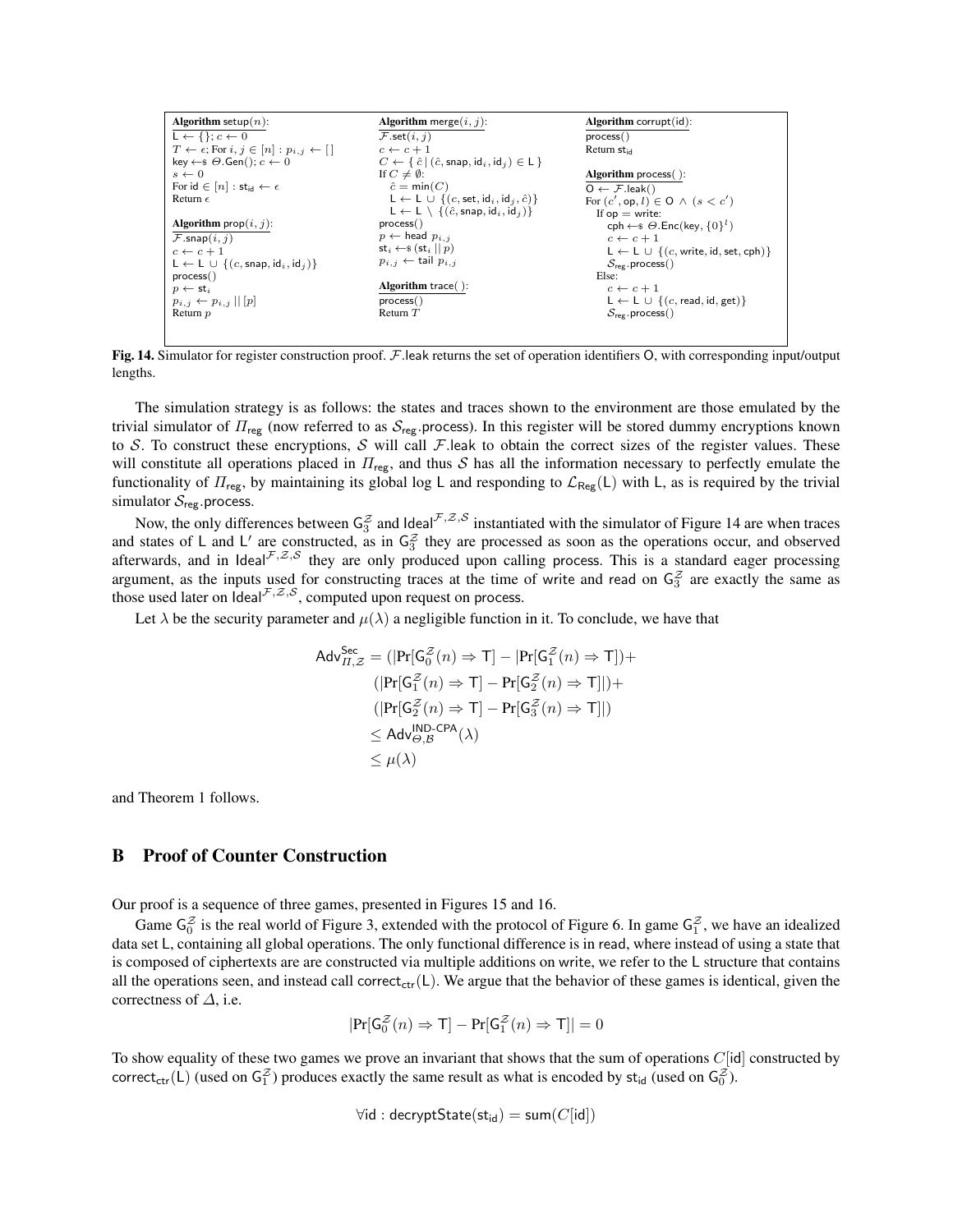```
Algorithm setup(n):
L ← {}; c ← 0
T ← ε; For i, j ∈ [n] : p_{i,j} ← [ ]
key ←$ Θ.Gen(); c ← 0
s ← 0
For id ∈ [n] : st_id ← ε
Return ε

Algorithm prop(i, j):
F.snap(i, j)
c ← c + 1
L ← L ∪ {(c, snap, id_i, id_j)}
process()
p ← st_i
p_{i,j} ← p_{i,j} || [p]
Return p

Algorithm merge(i, j):
F.set(i, j)
c ← c + 1
C ← { ĉ | (ĉ, snap, id_i, id_j) ∈ L }
If C ≠ ∅:
  ĉ = min(C)
  L ← L ∪ {(c, set, id_i, id_j, ĉ)}
  L ← L \ {(ĉ, snap, id_i, id_j)}
process()
p ← head p_{i,j}
st_i ←$ (st_i || p)
p_{i,j} ← tail p_{i,j}

Algorithm trace():
process()
Return T

Algorithm corrupt(id):
process()
Return st_id

Algorithm process():
O ← F.leak()
For (c′, op, l) ∈ O ∧ (s < c′)
  If op = write:
    cph ←$ Θ.Enc(key, {0}^l)
    c ← c + 1
    L ← L ∪ {(c, write, id, set, cph)}
    S_reg.process()
  Else:
    c ← c + 1
    L ← L ∪ {(c, read, id, get)}
    S_reg.process()
```

**Fig. 14.** Simulator for register construction proof. $\mathcal{F}$.leak returns the set of operation identifiers O, with corresponding input/output lengths.

The simulation strategy is as follows: the states and traces shown to the environment are those emulated by the trivial simulator of $\Pi_{\mathsf{reg}}$ (now referred to as $\mathcal{S}_{\mathsf{reg}}$.process). In this register will be stored dummy encryptions known to $\mathcal{S}$. To construct these encryptions, $\mathcal{S}$ will call $\mathcal{F}$.leak to obtain the correct sizes of the register values. These will constitute all operations placed in $\Pi_{\mathsf{reg}}$, and thus $\mathcal{S}$ has all the information necessary to perfectly emulate the functionality of $\Pi_{\mathsf{reg}}$, by maintaining its global log L and responding to $\mathcal{L}_{\mathsf{Reg}}(\mathsf{L})$ with L, as is required by the trivial simulator $\mathcal{S}_{\mathsf{reg}}$.process.

Now, the only differences between $\mathsf{G}_3^{\mathcal{Z}}$ and $\mathsf{Ideal}^{\mathcal{F},\mathcal{Z},\mathcal{S}}$ instantiated with the simulator of Figure 14 are when traces and states of L and L′ are constructed, as in $\mathsf{G}_3^{\mathcal{Z}}$ they are processed as soon as the operations occur, and observed afterwards, and in $\mathsf{Ideal}^{\mathcal{F},\mathcal{Z},\mathcal{S}}$ they are only produced upon calling process. This is a standard eager processing argument, as the inputs used for constructing traces at the time of write and read on $\mathsf{G}_3^{\mathcal{Z}}$ are exactly the same as those used later on $\mathsf{Ideal}^{\mathcal{F},\mathcal{Z},\mathcal{S}}$, computed upon request on process.

Let $\lambda$ be the security parameter and $\mu(\lambda)$ a negligible function in it. To conclude, we have that

$$\begin{aligned}
\mathsf{Adv}^{\mathsf{Sec}}_{\Pi,\mathcal{Z}} &= (|\Pr[\mathsf{G}_0^{\mathcal{Z}}(n) \Rightarrow \mathsf{T}] - |\Pr[\mathsf{G}_1^{\mathcal{Z}}(n) \Rightarrow \mathsf{T}]) + \\
&\quad (|\Pr[\mathsf{G}_1^{\mathcal{Z}}(n) \Rightarrow \mathsf{T}] - \Pr[\mathsf{G}_2^{\mathcal{Z}}(n) \Rightarrow \mathsf{T}]|) + \\
&\quad (|\Pr[\mathsf{G}_2^{\mathcal{Z}}(n) \Rightarrow \mathsf{T}] - \Pr[\mathsf{G}_3^{\mathcal{Z}}(n) \Rightarrow \mathsf{T}]|) \\
&\leq \mathsf{Adv}^{\mathsf{IND\text{-}CPA}}_{\Theta,\mathcal{B}}(\lambda) \\
&\leq \mu(\lambda)
\end{aligned}$$

and Theorem 1 follows.

## B Proof of Counter Construction

Our proof is a sequence of three games, presented in Figures 15 and 16.

Game $\mathsf{G}_0^{\mathcal{Z}}$ is the real world of Figure 3, extended with the protocol of Figure 6. In game $\mathsf{G}_1^{\mathcal{Z}}$, we have an idealized data set L, containing all global operations. The only functional difference is in read, where instead of using a state that is composed of ciphertexts are are constructed via multiple additions on write, we refer to the L structure that contains all the operations seen, and instead call $\mathsf{correct}_{\mathsf{ctr}}(\mathsf{L})$. We argue that the behavior of these games is identical, given the correctness of $\Delta$, i.e.

$$|\Pr[\mathsf{G}_0^{\mathcal{Z}}(n) \Rightarrow \mathsf{T}] - \Pr[\mathsf{G}_1^{\mathcal{Z}}(n) \Rightarrow \mathsf{T}]| = 0$$

To show equality of these two games we prove an invariant that shows that the sum of operations $C[\mathsf{id}]$ constructed by $\mathsf{correct}_{\mathsf{ctr}}(\mathsf{L})$ (used on $\mathsf{G}_1^{\mathcal{Z}}$) produces exactly the same result as what is encoded by $\mathsf{st}_{\mathsf{id}}$ (used on $\mathsf{G}_0^{\mathcal{Z}}$).

$$\forall \mathsf{id} : \mathsf{decryptState}(\mathsf{st}_{\mathsf{id}}) = \mathsf{sum}(C[\mathsf{id}])$$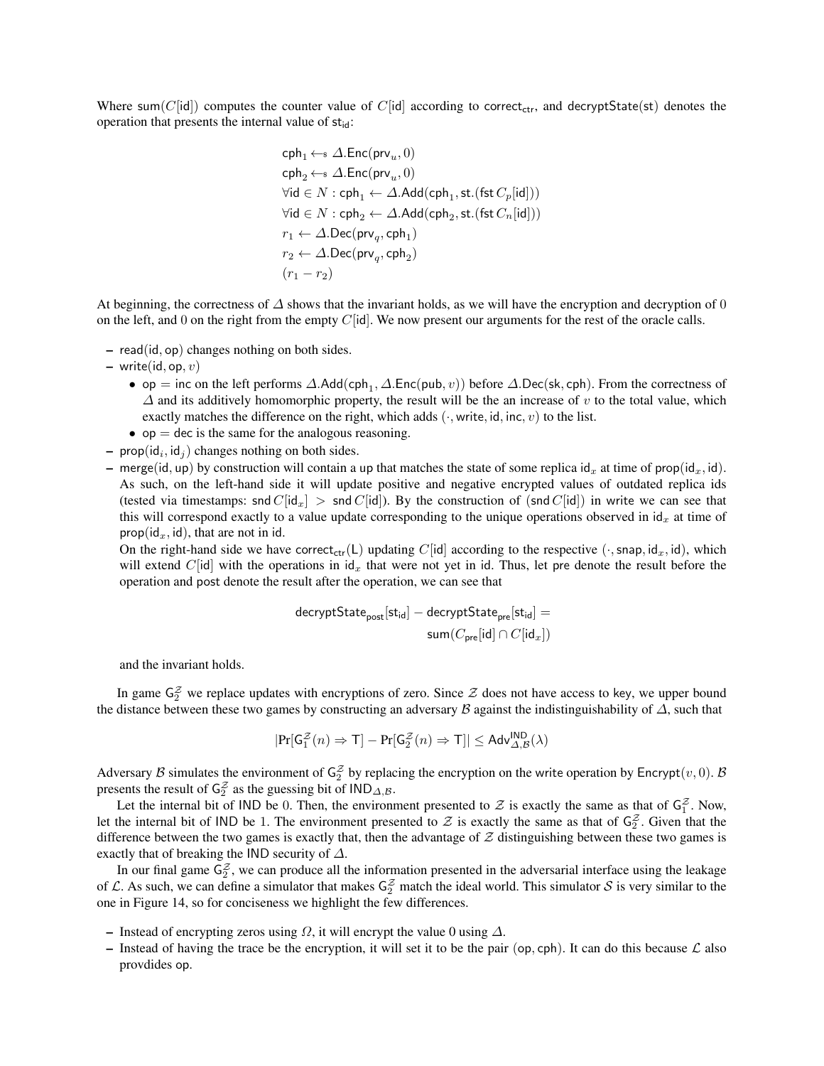Where $\mathsf{sum}(C[\mathsf{id}])$ computes the counter value of $C[\mathsf{id}]$ according to $\mathsf{correct}_{\mathsf{ctr}}$, and $\mathsf{decryptState}(\mathsf{st})$ denotes the operation that presents the internal value of $\mathsf{st}_{\mathsf{id}}$:

$$
\begin{aligned}
&\mathsf{cph}_1 \leftarrow\!\!\$\ \Delta.\mathsf{Enc}(\mathsf{prv}_u, 0)\\
&\mathsf{cph}_2 \leftarrow\!\!\$\ \Delta.\mathsf{Enc}(\mathsf{prv}_u, 0)\\
&\forall \mathsf{id} \in N : \mathsf{cph}_1 \leftarrow \Delta.\mathsf{Add}(\mathsf{cph}_1, \mathsf{st}.(\mathsf{fst}\, C_p[\mathsf{id}]))\\
&\forall \mathsf{id} \in N : \mathsf{cph}_2 \leftarrow \Delta.\mathsf{Add}(\mathsf{cph}_2, \mathsf{st}.(\mathsf{fst}\, C_n[\mathsf{id}]))\\
&r_1 \leftarrow \Delta.\mathsf{Dec}(\mathsf{prv}_q, \mathsf{cph}_1)\\
&r_2 \leftarrow \Delta.\mathsf{Dec}(\mathsf{prv}_q, \mathsf{cph}_2)\\
&(r_1 - r_2)
\end{aligned}
$$

At beginning, the correctness of $\Delta$ shows that the invariant holds, as we will have the encryption and decryption of 0 on the left, and 0 on the right from the empty $C[\mathsf{id}]$. We now present our arguments for the rest of the oracle calls.

- $\mathsf{read}(\mathsf{id}, \mathsf{op})$ changes nothing on both sides.
- $\mathsf{write}(\mathsf{id}, \mathsf{op}, v)$
  - $\mathsf{op} = \mathsf{inc}$ on the left performs $\Delta.\mathsf{Add}(\mathsf{cph}_1, \Delta.\mathsf{Enc}(\mathsf{pub}, v))$ before $\Delta.\mathsf{Dec}(\mathsf{sk}, \mathsf{cph})$. From the correctness of $\Delta$ and its additively homomorphic property, the result will be the an increase of $v$ to the total value, which exactly matches the difference on the right, which adds $(\cdot, \mathsf{write}, \mathsf{id}, \mathsf{inc}, v)$ to the list.
  - $\mathsf{op} = \mathsf{dec}$ is the same for the analogous reasoning.
- $\mathsf{prop}(\mathsf{id}_i, \mathsf{id}_j)$ changes nothing on both sides.
- $\mathsf{merge}(\mathsf{id}, \mathsf{up})$ by construction will contain a $\mathsf{up}$ that matches the state of some replica $\mathsf{id}_x$ at time of $\mathsf{prop}(\mathsf{id}_x, \mathsf{id})$. As such, on the left-hand side it will update positive and negative encrypted values of outdated replica ids (tested via timestamps: $\mathsf{snd}\, C[\mathsf{id}_x] > \mathsf{snd}\, C[\mathsf{id}]$). By the construction of $(\mathsf{snd}\, C[\mathsf{id}])$ in $\mathsf{write}$ we can see that this will correspond exactly to a value update corresponding to the unique operations observed in $\mathsf{id}_x$ at time of $\mathsf{prop}(\mathsf{id}_x, \mathsf{id})$, that are not in $\mathsf{id}$.

  On the right-hand side we have $\mathsf{correct}_{\mathsf{ctr}}(\mathsf{L})$ updating $C[\mathsf{id}]$ according to the respective $(\cdot, \mathsf{snap}, \mathsf{id}_x, \mathsf{id})$, which will extend $C[\mathsf{id}]$ with the operations in $\mathsf{id}_x$ that were not yet in $\mathsf{id}$. Thus, let $\mathsf{pre}$ denote the result before the operation and $\mathsf{post}$ denote the result after the operation, we can see that

  $$\mathsf{decryptState}_{\mathsf{post}}[\mathsf{st}_{\mathsf{id}}] - \mathsf{decryptState}_{\mathsf{pre}}[\mathsf{st}_{\mathsf{id}}] = \mathsf{sum}(C_{\mathsf{pre}}[\mathsf{id}] \cap C[\mathsf{id}_x])$$

  and the invariant holds.

In game $\mathsf{G}_2^{\mathcal{Z}}$ we replace updates with encryptions of zero. Since $\mathcal{Z}$ does not have access to key, we upper bound the distance between these two games by constructing an adversary $\mathcal{B}$ against the indistinguishability of $\Delta$, such that

$$|\Pr[\mathsf{G}_1^{\mathcal{Z}}(n) \Rightarrow \mathsf{T}] - \Pr[\mathsf{G}_2^{\mathcal{Z}}(n) \Rightarrow \mathsf{T}]| \leq \mathsf{Adv}_{\Delta,\mathcal{B}}^{\mathsf{IND}}(\lambda)$$

Adversary $\mathcal{B}$ simulates the environment of $\mathsf{G}_2^{\mathcal{Z}}$ by replacing the encryption on the $\mathsf{write}$ operation by $\mathsf{Encrypt}(v, 0)$. $\mathcal{B}$ presents the result of $\mathsf{G}_2^{\mathcal{Z}}$ as the guessing bit of $\mathsf{IND}_{\Delta,\mathcal{B}}$.

Let the internal bit of $\mathsf{IND}$ be 0. Then, the environment presented to $\mathcal{Z}$ is exactly the same as that of $\mathsf{G}_1^{\mathcal{Z}}$. Now, let the internal bit of $\mathsf{IND}$ be 1. The environment presented to $\mathcal{Z}$ is exactly the same as that of $\mathsf{G}_2^{\mathcal{Z}}$. Given that the difference between the two games is exactly that, then the advantage of $\mathcal{Z}$ distinguishing between these two games is exactly that of breaking the $\mathsf{IND}$ security of $\Delta$.

In our final game $\mathsf{G}_2^{\mathcal{Z}}$, we can produce all the information presented in the adversarial interface using the leakage of $\mathcal{L}$. As such, we can define a simulator that makes $\mathsf{G}_2^{\mathcal{Z}}$ match the ideal world. This simulator $\mathcal{S}$ is very similar to the one in Figure 14, so for conciseness we highlight the few differences.

- Instead of encrypting zeros using $\Omega$, it will encrypt the value 0 using $\Delta$.
- Instead of having the trace be the encryption, it will set it to be the pair $(\mathsf{op}, \mathsf{cph})$. It can do this because $\mathcal{L}$ also provdides $\mathsf{op}$.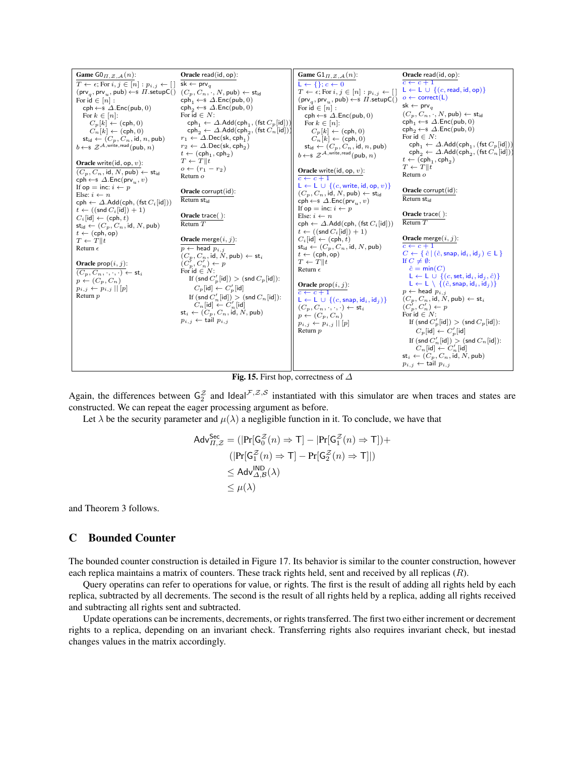**Game** $\mathsf{G0}_{\Pi,\mathcal{Z},\mathcal{A}}(n)$:

```
T ← ε; For i, j ∈ [n] : p_{i,j} ← []
(prv_q, prv_u, pub) ←$ Π.setupC()
For id ∈ [n] :
  cph ←$ Δ.Enc(pub, 0)
  For k ∈ [n]:
    C_p[k] ← (cph, 0)
    C_n[k] ← (cph, 0)
  st_id ← (C_p, C_n, id, n, pub)
b ←$ Z^{A,write,read}(pub, n)
```

**Oracle** write(id, op, $v$):

```
(C_p, C_n, id, N, pub) ← st_id
cph ←$ Δ.Enc(prv_u, v)
If op = inc: i ← p
Else: i ← n
cph ← Δ.Add(cph, (fst C_i[id]))
t ← ((snd C_i[id]) + 1)
C_i[id] ← (cph, t)
st_id ← (C_p, C_n, id, N, pub)
t ← (cph, op)
T ← T||t
Return ε
```

**Oracle** prop($i, j$):

```
(C_p, C_n, ·, ·, ·) ← st_i
p ← (C_p, C_n)
p_{i,j} ← p_{i,j} || [p]
Return p
```

**Oracle** read(id, op):

```
sk ← prv_q
(C_p, C_n, ·, N, pub) ← st_id
cph_1 ←$ Δ.Enc(pub, 0)
cph_2 ←$ Δ.Enc(pub, 0)
For id ∈ N:
  cph_1 ← Δ.Add(cph_1, (fst C_p[id]))
  cph_2 ← Δ.Add(cph_2, (fst C_n[id]))
r_1 ← Δ.Dec(sk, cph_1)
r_2 ← Δ.Dec(sk, cph_2)
t ← (cph_1, cph_2)
T ← T||t
o ← (r_1 − r_2)
Return o
```

**Oracle** corrupt(id):

```
Return st_id
```

**Oracle** trace( ):

```
Return T
```

**Oracle** merge($i, j$):

```
p ← head p_{i,j}
(C_p, C_n, id, N, pub) ← st_i
(C'_p, C'_n) ← p
For id ∈ N:
  If (snd C'_p[id]) > (snd C_p[id]):
    C_p[id] ← C'_p[id]
  If (snd C'_n[id]) > (snd C_n[id]):
    C_n[id] ← C'_n[id]
st_i ← (C_p, C_n, id, N, pub)
p_{i,j} ← tail p_{i,j}
```

**Game** $\mathsf{G1}_{\Pi,\mathcal{Z},\mathcal{A}}(n)$:

```
L ← {}; c ← 0
T ← ε; For i, j ∈ [n] : p_{i,j} ← []
(prv_q, prv_u, pub) ←$ Π.setupC()
For id ∈ [n] :
  cph ←$ Δ.Enc(pub, 0)
  For k ∈ [n]:
    C_p[k] ← (cph, 0)
    C_n[k] ← (cph, 0)
  st_id ← (C_p, C_n, id, n, pub)
b ←$ Z^{A,write,read}(pub, n)
```

**Oracle** write(id, op, $v$):

```
c ← c + 1
L ← L ∪ {(c, write, id, op, v)}
(C_p, C_n, id, N, pub) ← st_id
cph ←$ Δ.Enc(prv_u, v)
If op = inc: i ← p
Else: i ← n
cph ← Δ.Add(cph, (fst C_i[id]))
t ← ((snd C_i[id]) + 1)
C_i[id] ← (cph, t)
st_id ← (C_p, C_n, id, N, pub)
t ← (cph, op)
T ← T||t
Return ε
```

**Oracle** prop($i, j$):

```
c ← c + 1
L ← L ∪ {(c, snap, id_i, id_j)}
(C_p, C_n, ·, ·, ·) ← st_i
p ← (C_p, C_n)
p_{i,j} ← p_{i,j} || [p]
Return p
```

**Oracle** read(id, op):

```
c ← c + 1
L ← L ∪ {(c, read, id, op)}
o ← correct(L)
sk ← prv_q
(C_p, C_n, ·, N, pub) ← st_id
cph_1 ←$ Δ.Enc(pub, 0)
cph_2 ←$ Δ.Enc(pub, 0)
For id ∈ N:
  cph_1 ← Δ.Add(cph_1, (fst C_p[id]))
  cph_2 ← Δ.Add(cph_2, (fst C_n[id]))
t ← (cph_1, cph_2)
T ← T||t
Return o
```

**Oracle** corrupt(id):

```
Return st_id
```

**Oracle** trace( ):

```
Return T
```

**Oracle** merge($i, j$):

```
c ← c + 1
C ← { ĉ | (ĉ, snap, id_i, id_j) ∈ L }
If C ≠ ∅:
  ĉ = min(C)
  L ← L ∪ {(c, set, id_i, id_j, ĉ)}
  L ← L \ {(ĉ, snap, id_i, id_j)}
p ← head p_{i,j}
(C_p, C_n, id, N, pub) ← st_i
(C'_p, C'_n) ← p
For id ∈ N:
  If (snd C'_p[id]) > (snd C_p[id]):
    C_p[id] ← C'_p[id]
  If (snd C'_n[id]) > (snd C_n[id]):
    C_n[id] ← C'_n[id]
st_i ← (C_p, C_n, id, N, pub)
p_{i,j} ← tail p_{i,j}
```

**Fig. 15.** First hop, correctness of $\Delta$

Again, the differences between $\mathsf{G}_2^{\mathcal{Z}}$ and $\mathsf{Ideal}^{\mathcal{F},\mathcal{Z},\mathcal{S}}$ instantiated with this simulator are when traces and states are constructed. We can repeat the eager processing argument as before.

Let $\lambda$ be the security parameter and $\mu(\lambda)$ a negligible function in it. To conclude, we have that

$$\begin{aligned}
\mathsf{Adv}^{\mathsf{Sec}}_{\Pi,\mathcal{Z}} &= (|\Pr[\mathsf{G}_0^{\mathcal{Z}}(n) \Rightarrow \mathsf{T}] - |\Pr[\mathsf{G}_1^{\mathcal{Z}}(n) \Rightarrow \mathsf{T}]) + \\
&\quad (|\Pr[\mathsf{G}_1^{\mathcal{Z}}(n) \Rightarrow \mathsf{T}] - \Pr[\mathsf{G}_2^{\mathcal{Z}}(n) \Rightarrow \mathsf{T}]|) \\
&\leq \mathsf{Adv}^{\mathsf{IND}}_{\Delta,\mathcal{B}}(\lambda) \\
&\leq \mu(\lambda)
\end{aligned}$$

and Theorem 3 follows.

# C Bounded Counter

The bounded counter construction is detailed in Figure 17. Its behavior is similar to the counter construction, however each replica maintains a matrix of counters. These track rights held, sent and received by all replicas ($R$).

Query operatins can refer to operations for value, or rights. The first is the result of adding all rights held by each replica, subtracted by all decrements. The second is the result of all rights held by a replica, adding all rights received and subtracting all rights sent and subtracted.

Update operations can be increments, decrements, or rights transferred. The first two either increment or decrement rights to a replica, depending on an invariant check. Transferring rights also requires invariant check, but inestad changes values in the matrix accordingly.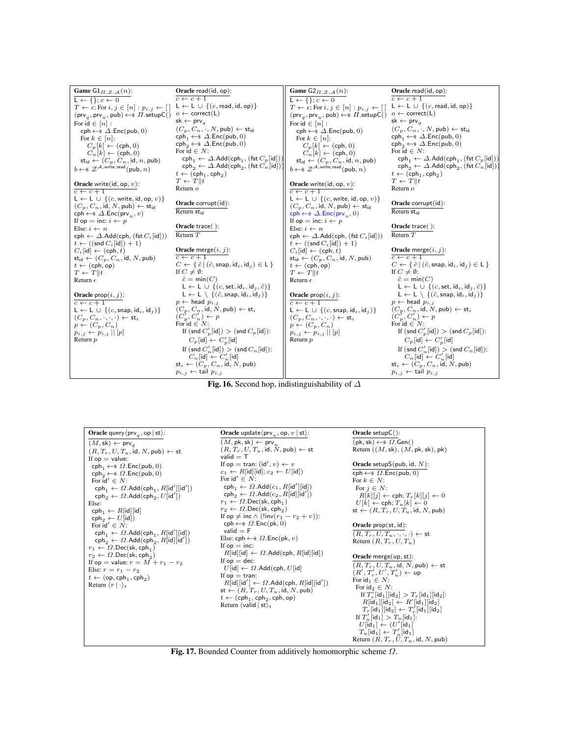**Game** $\mathsf{G1}_{\Pi,\mathcal{Z},\mathcal{A}}(n)$:

$\mathsf{L} \leftarrow \{\}; c \leftarrow 0$
$T \leftarrow \epsilon$; For $i, j \in [n] : p_{i,j} \leftarrow [\,]$
$(\mathsf{prv}_q, \mathsf{prv}_u, \mathsf{pub}) \leftarrow\$ \ \Pi.\mathsf{setupC}()$
For $\mathsf{id} \in [n]$ :
  $\mathsf{cph} \leftarrow\$ \ \Delta.\mathsf{Enc}(\mathsf{pub}, 0)$
  For $k \in [n]$:
    $C_p[k] \leftarrow (\mathsf{cph}, 0)$
    $C_n[k] \leftarrow (\mathsf{cph}, 0)$
  $\mathsf{st}_{\mathsf{id}} \leftarrow (C_p, C_n, \mathsf{id}, n, \mathsf{pub})$
$b \leftarrow\$ \ \mathcal{Z}^{\mathcal{A},\mathsf{write},\mathsf{read}}(\mathsf{pub}, n)$

**Oracle** $\mathsf{write}(\mathsf{id}, \mathsf{op}, v)$:

$c \leftarrow c + 1$
$\mathsf{L} \leftarrow \mathsf{L} \cup \{(c, \mathsf{write}, \mathsf{id}, \mathsf{op}, v)\}$
$(C_p, C_n, \mathsf{id}, N, \mathsf{pub}) \leftarrow \mathsf{st}_{\mathsf{id}}$
$\mathsf{cph} \leftarrow\$ \ \Delta.\mathsf{Enc}(\mathsf{prv}_u, v)$
If $\mathsf{op} = \mathsf{inc}$: $i \leftarrow p$
Else: $i \leftarrow n$
$\mathsf{cph} \leftarrow \Delta.\mathsf{Add}(\mathsf{cph}, (\mathsf{fst}\ C_i[\mathsf{id}]))$
$t \leftarrow ((\mathsf{snd}\ C_i[\mathsf{id}]) + 1)$
$C_i[\mathsf{id}] \leftarrow (\mathsf{cph}, t)$
$\mathsf{st}_{\mathsf{id}} \leftarrow (C_p, C_n, \mathsf{id}, N, \mathsf{pub})$
$t \leftarrow (\mathsf{cph}, \mathsf{op})$
$T \leftarrow T \| t$
Return $\epsilon$

**Oracle** $\mathsf{prop}(i, j)$:

$c \leftarrow c + 1$
$\mathsf{L} \leftarrow \mathsf{L} \cup \{(c, \mathsf{snap}, \mathsf{id}_i, \mathsf{id}_j)\}$
$(C_p, C_n, \cdot, \cdot, \cdot) \leftarrow \mathsf{st}_i$
$p \leftarrow (C_p, C_n)$
$p_{i,j} \leftarrow p_{i,j} \,||\, [p]$
Return $p$

**Oracle** $\mathsf{read}(\mathsf{id}, \mathsf{op})$:

$c \leftarrow c + 1$
$\mathsf{L} \leftarrow \mathsf{L} \cup \{(c, \mathsf{read}, \mathsf{id}, \mathsf{op})\}$
$o \leftarrow \mathsf{correct}(\mathsf{L})$
$\mathsf{sk} \leftarrow \mathsf{prv}_q$
$(C_p, C_n, \cdot, N, \mathsf{pub}) \leftarrow \mathsf{st}_{\mathsf{id}}$
$\mathsf{cph}_1 \leftarrow\$ \ \Delta.\mathsf{Enc}(\mathsf{pub}, 0)$
$\mathsf{cph}_2 \leftarrow\$ \ \Delta.\mathsf{Enc}(\mathsf{pub}, 0)$
For $\mathsf{id} \in N$:
  $\mathsf{cph}_1 \leftarrow \Delta.\mathsf{Add}(\mathsf{cph}_1, (\mathsf{fst}\ C_p[\mathsf{id}]))$
  $\mathsf{cph}_2 \leftarrow \Delta.\mathsf{Add}(\mathsf{cph}_2, (\mathsf{fst}\ C_n[\mathsf{id}]))$
$t \leftarrow (\mathsf{cph}_1, \mathsf{cph}_2)$
$T \leftarrow T \| t$
Return $o$

**Oracle** $\mathsf{corrupt}(\mathsf{id})$:

Return $\mathsf{st}_{\mathsf{id}}$

**Oracle** $\mathsf{trace}(\,)$:

Return $T$

**Oracle** $\mathsf{merge}(i, j)$:

$c \leftarrow c + 1$
$C \leftarrow \{\, \hat{c} \mid (\hat{c}, \mathsf{snap}, \mathsf{id}_i, \mathsf{id}_j) \in \mathsf{L} \,\}$
If $C \neq \emptyset$:
  $\hat{c} = \min(C)$
  $\mathsf{L} \leftarrow \mathsf{L} \cup \{(c, \mathsf{set}, \mathsf{id}_i, \mathsf{id}_j, \hat{c})\}$
  $\mathsf{L} \leftarrow \mathsf{L} \setminus \{(\hat{c}, \mathsf{snap}, \mathsf{id}_i, \mathsf{id}_j)\}$
$p \leftarrow \mathsf{head}\ p_{i,j}$
$(C_p, C_n, \mathsf{id}, N, \mathsf{pub}) \leftarrow \mathsf{st}_i$
$(C'_p, C'_n) \leftarrow p$
For $\mathsf{id} \in N$:
  If $(\mathsf{snd}\ C'_p[\mathsf{id}]) > (\mathsf{snd}\ C_p[\mathsf{id}])$:
    $C_p[\mathsf{id}] \leftarrow C'_p[\mathsf{id}]$
  If $(\mathsf{snd}\ C'_n[\mathsf{id}]) > (\mathsf{snd}\ C_n[\mathsf{id}])$:
    $C_n[\mathsf{id}] \leftarrow C'_n[\mathsf{id}]$
$\mathsf{st}_i \leftarrow (C_p, C_n, \mathsf{id}, N, \mathsf{pub})$
$p_{i,j} \leftarrow \mathsf{tail}\ p_{i,j}$

**Game** $\mathsf{G2}_{\Pi,\mathcal{Z},\mathcal{A}}(n)$:

$\mathsf{L} \leftarrow \{\}; c \leftarrow 0$
$T \leftarrow \epsilon$; For $i, j \in [n] : p_{i,j} \leftarrow [\,]$
$(\mathsf{prv}_q, \mathsf{prv}_u, \mathsf{pub}) \leftarrow\$ \ \Pi.\mathsf{setupC}()$
For $\mathsf{id} \in [n]$ :
  $\mathsf{cph} \leftarrow\$ \ \Delta.\mathsf{Enc}(\mathsf{pub}, 0)$
  For $k \in [n]$:
    $C_p[k] \leftarrow (\mathsf{cph}, 0)$
    $C_n[k] \leftarrow (\mathsf{cph}, 0)$
  $\mathsf{st}_{\mathsf{id}} \leftarrow (C_p, C_n, \mathsf{id}, n, \mathsf{pub})$
$b \leftarrow\$ \ \mathcal{Z}^{\mathcal{A},\mathsf{write},\mathsf{read}}(\mathsf{pub}, n)$

**Oracle** $\mathsf{write}(\mathsf{id}, \mathsf{op}, v)$:

$c \leftarrow c + 1$
$\mathsf{L} \leftarrow \mathsf{L} \cup \{(c, \mathsf{write}, \mathsf{id}, \mathsf{op}, v)\}$
$(C_p, C_n, \mathsf{id}, N, \mathsf{pub}) \leftarrow \mathsf{st}_{\mathsf{id}}$
$\mathsf{cph} \leftarrow\$ \ \Delta.\mathsf{Enc}(\mathsf{prv}_u, 0)$
If $\mathsf{op} = \mathsf{inc}$: $i \leftarrow p$
Else: $i \leftarrow n$
$\mathsf{cph} \leftarrow \Delta.\mathsf{Add}(\mathsf{cph}, (\mathsf{fst}\ C_i[\mathsf{id}]))$
$t \leftarrow ((\mathsf{snd}\ C_i[\mathsf{id}]) + 1)$
$C_i[\mathsf{id}] \leftarrow (\mathsf{cph}, t)$
$\mathsf{st}_{\mathsf{id}} \leftarrow (C_p, C_n, \mathsf{id}, N, \mathsf{pub})$
$t \leftarrow (\mathsf{cph}, \mathsf{op})$
$T \leftarrow T \| t$
Return $\epsilon$

**Oracle** $\mathsf{prop}(i, j)$:

$c \leftarrow c + 1$
$\mathsf{L} \leftarrow \mathsf{L} \cup \{(c, \mathsf{snap}, \mathsf{id}_i, \mathsf{id}_j)\}$
$(C_p, C_n, \cdot, \cdot, \cdot) \leftarrow \mathsf{st}_i$
$p \leftarrow (C_p, C_n)$
$p_{i,j} \leftarrow p_{i,j} \,||\, [p]$
Return $p$

**Oracle** $\mathsf{read}(\mathsf{id}, \mathsf{op})$:

$c \leftarrow c + 1$
$\mathsf{L} \leftarrow \mathsf{L} \cup \{(c, \mathsf{read}, \mathsf{id}, \mathsf{op})\}$
$o \leftarrow \mathsf{correct}(\mathsf{L})$
$\mathsf{sk} \leftarrow \mathsf{prv}_q$
$(C_p, C_n, \cdot, N, \mathsf{pub}) \leftarrow \mathsf{st}_{\mathsf{id}}$
$\mathsf{cph}_1 \leftarrow\$ \ \Delta.\mathsf{Enc}(\mathsf{pub}, 0)$
$\mathsf{cph}_2 \leftarrow\$ \ \Delta.\mathsf{Enc}(\mathsf{pub}, 0)$
For $\mathsf{id} \in N$:
  $\mathsf{cph}_1 \leftarrow \Delta.\mathsf{Add}(\mathsf{cph}_1, (\mathsf{fst}\ C_p[\mathsf{id}]))$
  $\mathsf{cph}_2 \leftarrow \Delta.\mathsf{Add}(\mathsf{cph}_2, (\mathsf{fst}\ C_n[\mathsf{id}]))$
$t \leftarrow (\mathsf{cph}_1, \mathsf{cph}_2)$
$T \leftarrow T \| t$
Return $o$

**Oracle** $\mathsf{corrupt}(\mathsf{id})$:

Return $\mathsf{st}_{\mathsf{id}}$

**Oracle** $\mathsf{trace}(\,)$:

Return $T$

**Oracle** $\mathsf{merge}(i, j)$:

$c \leftarrow c + 1$
$C \leftarrow \{\, \hat{c} \mid (\hat{c}, \mathsf{snap}, \mathsf{id}_i, \mathsf{id}_j) \in \mathsf{L} \,\}$
If $C \neq \emptyset$:
  $\hat{c} = \min(C)$
  $\mathsf{L} \leftarrow \mathsf{L} \cup \{(c, \mathsf{set}, \mathsf{id}_i, \mathsf{id}_j, \hat{c})\}$
  $\mathsf{L} \leftarrow \mathsf{L} \setminus \{(\hat{c}, \mathsf{snap}, \mathsf{id}_i, \mathsf{id}_j)\}$
$p \leftarrow \mathsf{head}\ p_{i,j}$
$(C_p, C_n, \mathsf{id}, N, \mathsf{pub}) \leftarrow \mathsf{st}_i$
$(C'_p, C'_n) \leftarrow p$
For $\mathsf{id} \in N$:
  If $(\mathsf{snd}\ C'_p[\mathsf{id}]) > (\mathsf{snd}\ C_p[\mathsf{id}])$:
    $C_p[\mathsf{id}] \leftarrow C'_p[\mathsf{id}]$
  If $(\mathsf{snd}\ C'_n[\mathsf{id}]) > (\mathsf{snd}\ C_n[\mathsf{id}])$:
    $C_n[\mathsf{id}] \leftarrow C'_n[\mathsf{id}]$
$\mathsf{st}_i \leftarrow (C_p, C_n, \mathsf{id}, N, \mathsf{pub})$
$p_{i,j} \leftarrow \mathsf{tail}\ p_{i,j}$

**Fig. 16.** Second hop, indistinguishability of $\Delta$

**Oracle** $\mathsf{query}\langle \mathsf{prv}_q, \mathsf{op} \mid \mathsf{st}\rangle$:

$(M, \mathsf{sk}) \leftarrow \mathsf{prv}_q$
$(R, T_r, U, T_u, \mathsf{id}, N, \mathsf{pub}) \leftarrow \mathsf{st}$
If $\mathsf{op} = \mathsf{value}$:
  $\mathsf{cph}_1 \leftarrow\$ \ \Omega.\mathsf{Enc}(\mathsf{pub}, 0)$
  $\mathsf{cph}_2 \leftarrow\$ \ \Omega.\mathsf{Enc}(\mathsf{pub}, 0)$
  For $\mathsf{id}' \in N$:
    $\mathsf{cph}_1 \leftarrow \Omega.\mathsf{Add}(\mathsf{cph}_1, R[\mathsf{id}'][\mathsf{id}'])$
    $\mathsf{cph}_2 \leftarrow \Omega.\mathsf{Add}(\mathsf{cph}_2, U[\mathsf{id}'])$
Else:
  $\mathsf{cph}_1 \leftarrow R[\mathsf{id}][\mathsf{id}]$
  $\mathsf{cph}_2 \leftarrow U[\mathsf{id}]$
  For $\mathsf{id}' \in N$:
    $\mathsf{cph}_1 \leftarrow \Omega.\mathsf{Add}(\mathsf{cph}_1, R[\mathsf{id}'][\mathsf{id}])$
    $\mathsf{cph}_2 \leftarrow \Omega.\mathsf{Add}(\mathsf{cph}_2, R[\mathsf{id}][\mathsf{id}'])$
$r_1 \leftarrow \Omega.\mathsf{Dec}(\mathsf{sk}, \mathsf{cph}_1)$
$r_2 \leftarrow \Omega.\mathsf{Dec}(\mathsf{sk}, \mathsf{cph}_2)$
If $\mathsf{op} = \mathsf{value}$: $r = M + r_1 - r_2$
Else: $r = r_1 - r_2$
$t \leftarrow (\mathsf{op}, \mathsf{cph}_1, \mathsf{cph}_2)$
Return $\langle r \mid \cdot \rangle_t$

**Oracle** $\mathsf{update}\langle \mathsf{prv}_u, \mathsf{op}, v \mid \mathsf{st}\rangle$:

$(M, \mathsf{pk}, \mathsf{sk}) \leftarrow \mathsf{prv}_u$
$(R, T_r, U, T_u, \mathsf{id}, N, \mathsf{pub}) \leftarrow \mathsf{st}$
$\mathsf{valid} = \mathsf{T}$
If $\mathsf{op} = \mathsf{tran}$: $(\mathsf{id}', v) \leftarrow v$
$c_1 \leftarrow R[\mathsf{id}][\mathsf{id}]$; $c_2 \leftarrow U[\mathsf{id}]$
For $\mathsf{id}' \in N$:
  $\mathsf{cph}_1 \leftarrow \Omega.\mathsf{Add}(c_1, R[\mathsf{id}'][\mathsf{id}])$
  $\mathsf{cph}_2 \leftarrow \Omega.\mathsf{Add}(c_2, R[\mathsf{id}][\mathsf{id}'])$
$r_1 \leftarrow \Omega.\mathsf{Dec}(\mathsf{sk}, \mathsf{cph}_1)$
$r_2 \leftarrow \Omega.\mathsf{Dec}(\mathsf{sk}, \mathsf{cph}_2)$
If $\mathsf{op} \neq \mathsf{inc} \wedge (!\mathsf{inv}(r_1 - r_2 + v))$:
  $\mathsf{cph} \leftarrow\$ \ \Omega.\mathsf{Enc}(\mathsf{pk}, 0)$
  $\mathsf{valid} = \mathsf{F}$
Else: $\mathsf{cph} \leftarrow\$ \ \Omega.\mathsf{Enc}(\mathsf{pk}, v)$
If $\mathsf{op} = \mathsf{inc}$:
  $R[\mathsf{id}][\mathsf{id}] \leftarrow \Omega.\mathsf{Add}(\mathsf{cph}, R[\mathsf{id}][\mathsf{id}])$
If $\mathsf{op} = \mathsf{dec}$:
  $U[\mathsf{id}] \leftarrow \Omega.\mathsf{Add}(\mathsf{cph}, U[\mathsf{id}]$
If $\mathsf{op} = \mathsf{tran}$:
  $R[\mathsf{id}][\mathsf{id}'] \leftarrow \Omega.\mathsf{Add}(\mathsf{cph}, R[\mathsf{id}][\mathsf{id}'])$
$\mathsf{st} \leftarrow (R, T_r, U, T_u, \mathsf{id}, N, \mathsf{pub})$
$t \leftarrow (\mathsf{cph}_1, \mathsf{cph}_2, \mathsf{cph}, \mathsf{op})$
Return $\langle \mathsf{valid} \mid \mathsf{st}\rangle_t$

**Oracle** $\mathsf{setupC}()$:

$(\mathsf{pk}, \mathsf{sk}) \leftarrow\$ \ \Omega.\mathsf{Gen}()$
Return $((M, \mathsf{sk}), (M, \mathsf{pk}, \mathsf{sk}), \mathsf{pk})$

**Oracle** $\mathsf{setupS}(\mathsf{pub}, \mathsf{id}, N)$:

$\mathsf{cph} \leftarrow\$ \ \Omega.\mathsf{Enc}(\mathsf{pub}, 0)$
For $k \in N$:
  For $j \in N$:
    $R[k][j] \leftarrow \mathsf{cph}$; $T_r[k][j] \leftarrow 0$
  $U[k] \leftarrow \mathsf{cph}$; $T_u[k] \leftarrow 0$
$\mathsf{st} \leftarrow (R, T_r, U, T_u, \mathsf{id}, N, \mathsf{pub})$

**Oracle** $\mathsf{prop}(\mathsf{st}, \mathsf{id})$:

$(R, T_r, U, T_u, \cdot, \cdot, \cdot) \leftarrow \mathsf{st}$
Return $(R, T_r, U, T_u)$

**Oracle** $\mathsf{merge}(\mathsf{up}, \mathsf{st})$:

$(R, T_r, U, T_u, \mathsf{id}, N, \mathsf{pub}) \leftarrow \mathsf{st}$
$(R', T'_r, U', T'_u) \leftarrow \mathsf{up}$
For $\mathsf{id}_1 \in N$:
  For $\mathsf{id}_2 \in N$:
    If $T'_r[\mathsf{id}_1][\mathsf{id}_2] > T_r[\mathsf{id}_1][\mathsf{id}_2]$:
      $R[\mathsf{id}_1][\mathsf{id}_2] \leftarrow R'[\mathsf{id}_1][\mathsf{id}_2]$
      $T_r[\mathsf{id}_1][\mathsf{id}_2] \leftarrow T'_r[\mathsf{id}_1][\mathsf{id}_2]$
  If $T'_u[\mathsf{id}_1] > T_u[\mathsf{id}_1]$:
    $U[\mathsf{id}_1] \leftarrow (U'[\mathsf{id}_1]$
    $T_u[\mathsf{id}_1] \leftarrow T'_u[\mathsf{id}_1]$
Return $(R, T_r, U, T_u, \mathsf{id}, N, \mathsf{pub})$

**Fig. 17.** Bounded Counter from additively homomorphic scheme $\Omega$.